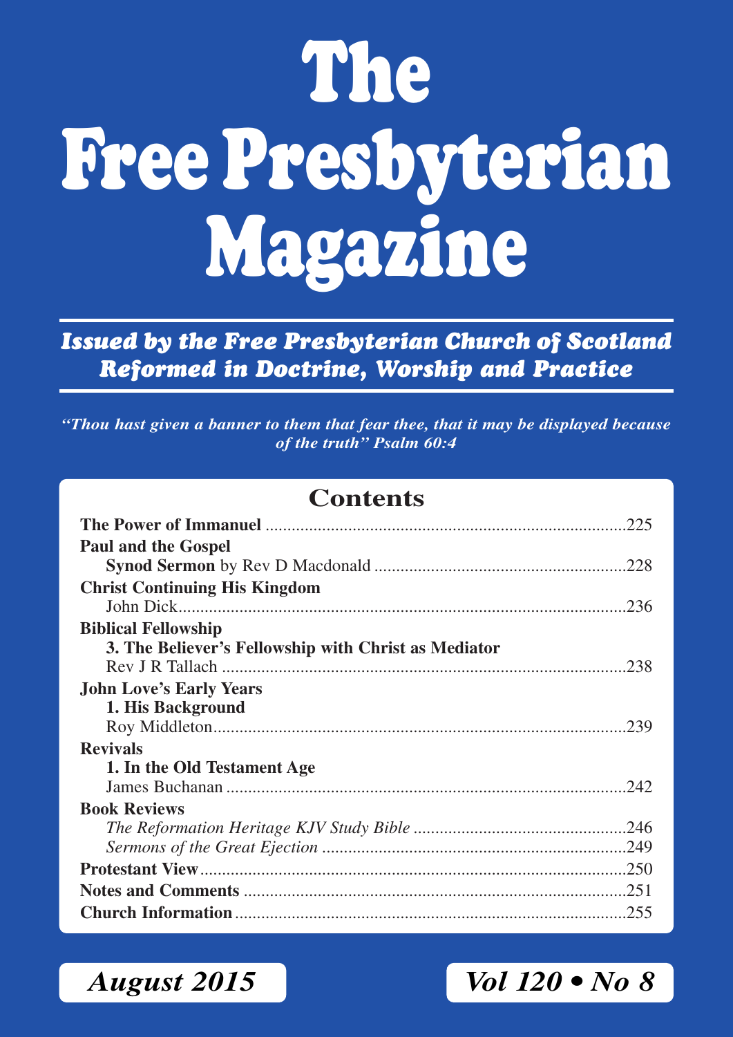# The Free Presbyterian Magazine

***Issued by the Free Presbyterian Church of Scotland***
***Reformed in Doctrine, Worship and Practice***

***"Thou hast given a banner to them that fear thee, that it may be displayed because of the truth" Psalm 60:4***

## Contents

**The Power of Immanuel** ....................................................................................225

**Paul and the Gospel**
**Synod Sermon** by Rev D Macdonald ......................................................228

**Christ Continuing His Kingdom**
John Dick........................................................................................................236

**Biblical Fellowship**
**3. The Believer's Fellowship with Christ as Mediator**
Rev J R Tallach ............................................................................................238

**John Love's Early Years**
**1. His Background**
Roy Middleton...............................................................................................239

**Revivals**
**1. In the Old Testament Age**
James Buchanan ...........................................................................................242

**Book Reviews**
*The Reformation Heritage KJV Study Bible* ..................................................246
*Sermons of the Great Ejection* .......................................................................249

**Protestant View**.................................................................................................250

**Notes and Comments** .......................................................................................251

**Church Information**.........................................................................................255

***August 2015*** ***Vol 120 • No 8***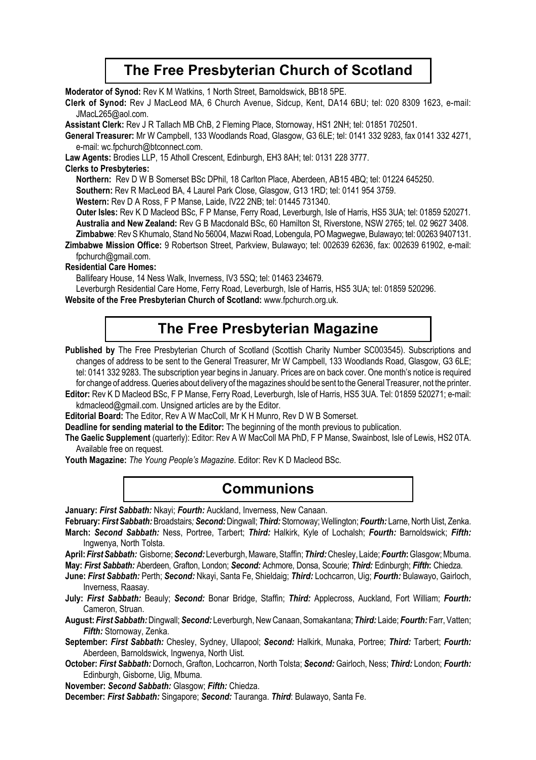## The Free Presbyterian Church of Scotland

**Moderator of Synod:** Rev K M Watkins, 1 North Street, Barnoldswick, BB18 5PE.

**Clerk of Synod:** Rev J MacLeod MA, 6 Church Avenue, Sidcup, Kent, DA14 6BU; tel: 020 8309 1623, e-mail: JMacL265@aol.com.

**Assistant Clerk:** Rev J R Tallach MB ChB, 2 Fleming Place, Stornoway, HS1 2NH; tel: 01851 702501.

**General Treasurer:** Mr W Campbell, 133 Woodlands Road, Glasgow, G3 6LE; tel: 0141 332 9283, fax 0141 332 4271, e-mail: wc.fpchurch@btconnect.com.

**Law Agents:** Brodies LLP, 15 Atholl Crescent, Edinburgh, EH3 8AH; tel: 0131 228 3777.

**Clerks to Presbyteries:**

**Northern:** Rev D W B Somerset BSc DPhil, 18 Carlton Place, Aberdeen, AB15 4BQ; tel: 01224 645250.

**Southern:** Rev R MacLeod BA, 4 Laurel Park Close, Glasgow, G13 1RD; tel: 0141 954 3759.

**Western:** Rev D A Ross, F P Manse, Laide, IV22 2NB; tel: 01445 731340.

**Outer Isles:** Rev K D Macleod BSc, F P Manse, Ferry Road, Leverburgh, Isle of Harris, HS5 3UA; tel: 01859 520271.

**Australia and New Zealand:** Rev G B Macdonald BSc, 60 Hamilton St, Riverstone, NSW 2765; tel. 02 9627 3408.

**Zimbabwe**: Rev S Khumalo, Stand No 56004, Mazwi Road, Lobengula, PO Magwegwe, Bulawayo; tel: 00263 9407131.

**Zimbabwe Mission Office:** 9 Robertson Street, Parkview, Bulawayo; tel: 002639 62636, fax: 002639 61902, e-mail: fpchurch@gmail.com.

**Residential Care Homes:**

Ballifeary House, 14 Ness Walk, Inverness, IV3 5SQ; tel: 01463 234679.

Leverburgh Residential Care Home, Ferry Road, Leverburgh, Isle of Harris, HS5 3UA; tel: 01859 520296.

**Website of the Free Presbyterian Church of Scotland:** www.fpchurch.org.uk.

## The Free Presbyterian Magazine

**Published by** The Free Presbyterian Church of Scotland (Scottish Charity Number SC003545). Subscriptions and changes of address to be sent to the General Treasurer, Mr W Campbell, 133 Woodlands Road, Glasgow, G3 6LE; tel: 0141 332 9283. The subscription year begins in January. Prices are on back cover. One month's notice is required for change of address. Queries about delivery of the magazines should be sent to the General Treasurer, not the printer.

**Editor:** Rev K D Macleod BSc, F P Manse, Ferry Road, Leverburgh, Isle of Harris, HS5 3UA. Tel: 01859 520271; e-mail: kdmacleod@gmail.com. Unsigned articles are by the Editor.

**Editorial Board:** The Editor, Rev A W MacColl, Mr K H Munro, Rev D W B Somerset.

**Deadline for sending material to the Editor:** The beginning of the month previous to publication.

**The Gaelic Supplement** (quarterly): Editor: Rev A W MacColl MA PhD, F P Manse, Swainbost, Isle of Lewis, HS2 0TA. Available free on request.

**Youth Magazine:** *The Young People's Magazine*. Editor: Rev K D Macleod BSc.

## Communions

**January:** ***First Sabbath:*** Nkayi; ***Fourth:*** Auckland, Inverness, New Canaan.

**February:** ***First Sabbath:*** Broadstairs; ***Second:*** Dingwall; ***Third:*** Stornoway; Wellington; ***Fourth:*** Larne, North Uist, Zenka.

**March:** ***Second Sabbath:*** Ness, Portree, Tarbert; ***Third:*** Halkirk, Kyle of Lochalsh; ***Fourth:*** Barnoldswick; ***Fifth:*** Ingwenya, North Tolsta.

**April:** ***First Sabbath:*** Gisborne; ***Second:*** Leverburgh, Maware, Staffin; ***Third:*** Chesley, Laide; ***Fourth*:** Glasgow; Mbuma.

**May:** ***First Sabbath:*** Aberdeen, Grafton, London; ***Second:*** Achmore, Donsa, Scourie; ***Third:*** Edinburgh; ***Fifth*:** Chiedza.

**June:** ***First Sabbath:*** Perth; ***Second:*** Nkayi, Santa Fe, Shieldaig; ***Third:*** Lochcarron, Uig; ***Fourth:*** Bulawayo, Gairloch, Inverness, Raasay.

**July:** ***First Sabbath:*** Beauly; ***Second:*** Bonar Bridge, Staffin; ***Third:*** Applecross, Auckland, Fort William; ***Fourth:*** Cameron, Struan.

**August:** ***First Sabbath:*** Dingwall; ***Second:*** Leverburgh, New Canaan, Somakantana; ***Third:*** Laide; ***Fourth:*** Farr, Vatten; ***Fifth:*** Stornoway, Zenka.

**September:** ***First Sabbath:*** Chesley, Sydney, Ullapool; ***Second:*** Halkirk, Munaka, Portree; ***Third:*** Tarbert; ***Fourth:*** Aberdeen, Barnoldswick, Ingwenya, North Uist.

**October:** ***First Sabbath:*** Dornoch, Grafton, Lochcarron, North Tolsta; ***Second:*** Gairloch, Ness; ***Third:*** London; ***Fourth:*** Edinburgh, Gisborne, Uig, Mbuma.

**November:** ***Second Sabbath:*** Glasgow; ***Fifth:*** Chiedza.

**December:** ***First Sabbath:*** Singapore; ***Second:*** Tauranga. ***Third***: Bulawayo, Santa Fe.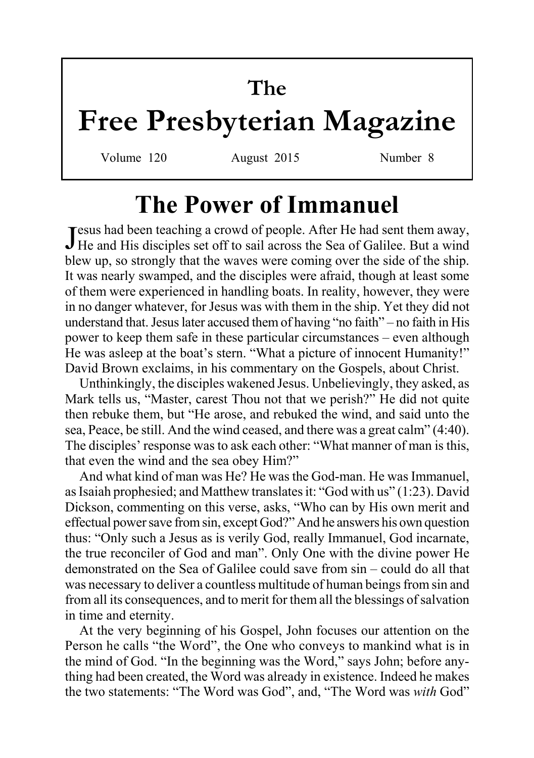# The Free Presbyterian Magazine

Volume 120 August 2015 Number 8

## The Power of Immanuel

Jesus had been teaching a crowd of people. After He had sent them away, He and His disciples set off to sail across the Sea of Galilee. But a wind blew up, so strongly that the waves were coming over the side of the ship. It was nearly swamped, and the disciples were afraid, though at least some of them were experienced in handling boats. In reality, however, they were in no danger whatever, for Jesus was with them in the ship. Yet they did not understand that. Jesus later accused them of having "no faith" – no faith in His power to keep them safe in these particular circumstances – even although He was asleep at the boat's stern. "What a picture of innocent Humanity!" David Brown exclaims, in his commentary on the Gospels, about Christ.

Unthinkingly, the disciples wakened Jesus. Unbelievingly, they asked, as Mark tells us, "Master, carest Thou not that we perish?" He did not quite then rebuke them, but "He arose, and rebuked the wind, and said unto the sea, Peace, be still. And the wind ceased, and there was a great calm" (4:40). The disciples' response was to ask each other: "What manner of man is this, that even the wind and the sea obey Him?"

And what kind of man was He? He was the God-man. He was Immanuel, as Isaiah prophesied; and Matthew translates it: "God with us" (1:23). David Dickson, commenting on this verse, asks, "Who can by His own merit and effectual power save from sin, except God?" And he answers his own question thus: "Only such a Jesus as is verily God, really Immanuel, God incarnate, the true reconciler of God and man". Only One with the divine power He demonstrated on the Sea of Galilee could save from sin – could do all that was necessary to deliver a countless multitude of human beings from sin and from all its consequences, and to merit for them all the blessings of salvation in time and eternity.

At the very beginning of his Gospel, John focuses our attention on the Person he calls "the Word", the One who conveys to mankind what is in the mind of God. "In the beginning was the Word," says John; before anything had been created, the Word was already in existence. Indeed he makes the two statements: "The Word was God", and, "The Word was *with* God"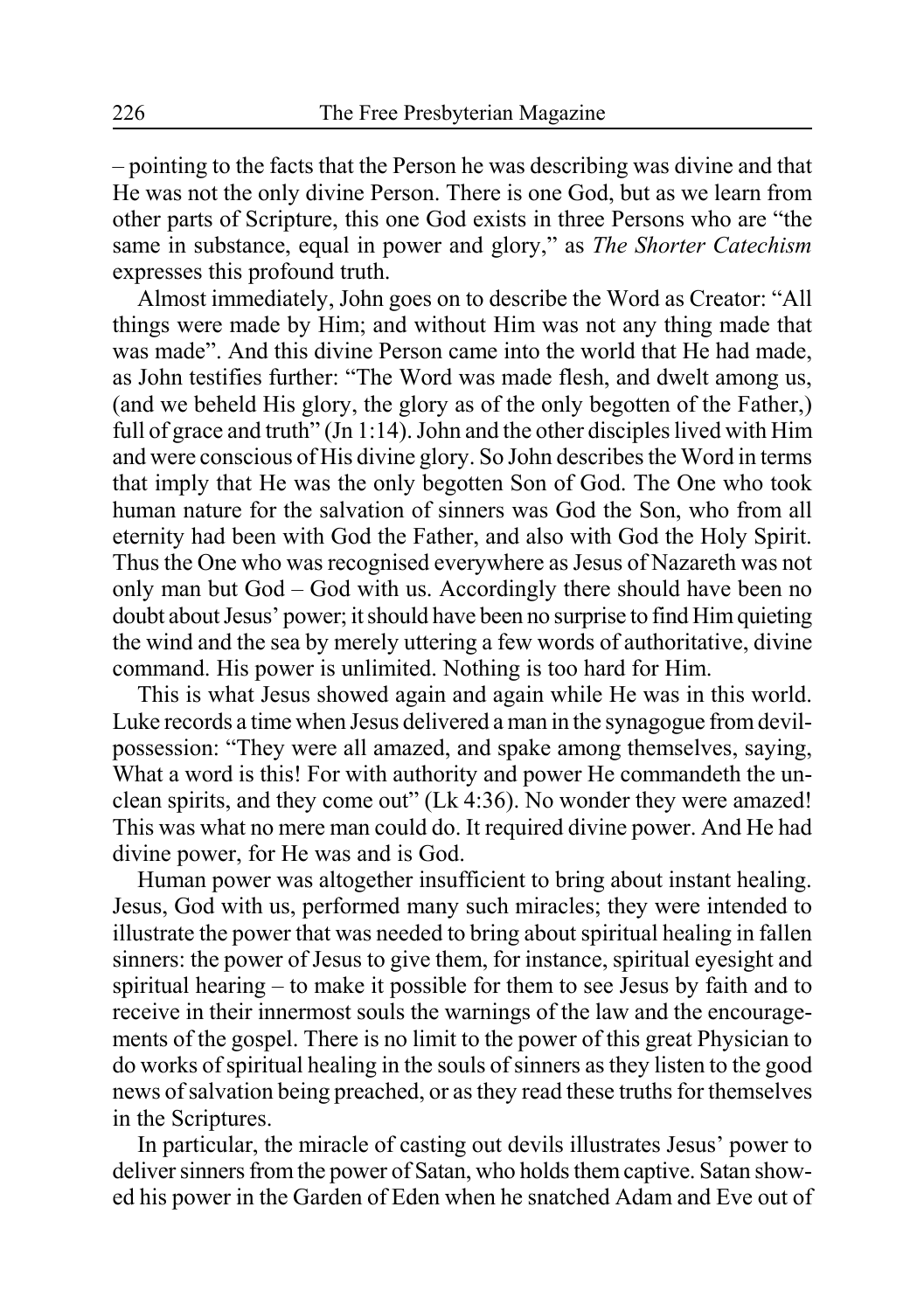– pointing to the facts that the Person he was describing was divine and that He was not the only divine Person. There is one God, but as we learn from other parts of Scripture, this one God exists in three Persons who are "the same in substance, equal in power and glory," as *The Shorter Catechism* expresses this profound truth.

Almost immediately, John goes on to describe the Word as Creator: "All things were made by Him; and without Him was not any thing made that was made". And this divine Person came into the world that He had made, as John testifies further: "The Word was made flesh, and dwelt among us, (and we beheld His glory, the glory as of the only begotten of the Father,) full of grace and truth" (Jn 1:14). John and the other disciples lived with Him and were conscious of His divine glory. So John describes the Word in terms that imply that He was the only begotten Son of God. The One who took human nature for the salvation of sinners was God the Son, who from all eternity had been with God the Father, and also with God the Holy Spirit. Thus the One who was recognised everywhere as Jesus of Nazareth was not only man but God – God with us. Accordingly there should have been no doubt about Jesus' power; it should have been no surprise to find Him quieting the wind and the sea by merely uttering a few words of authoritative, divine command. His power is unlimited. Nothing is too hard for Him.

This is what Jesus showed again and again while He was in this world. Luke records a time when Jesus delivered a man in the synagogue from devil-possession: "They were all amazed, and spake among themselves, saying, What a word is this! For with authority and power He commandeth the unclean spirits, and they come out" (Lk 4:36). No wonder they were amazed! This was what no mere man could do. It required divine power. And He had divine power, for He was and is God.

Human power was altogether insufficient to bring about instant healing. Jesus, God with us, performed many such miracles; they were intended to illustrate the power that was needed to bring about spiritual healing in fallen sinners: the power of Jesus to give them, for instance, spiritual eyesight and spiritual hearing – to make it possible for them to see Jesus by faith and to receive in their innermost souls the warnings of the law and the encouragements of the gospel. There is no limit to the power of this great Physician to do works of spiritual healing in the souls of sinners as they listen to the good news of salvation being preached, or as they read these truths for themselves in the Scriptures.

In particular, the miracle of casting out devils illustrates Jesus' power to deliver sinners from the power of Satan, who holds them captive. Satan showed his power in the Garden of Eden when he snatched Adam and Eve out of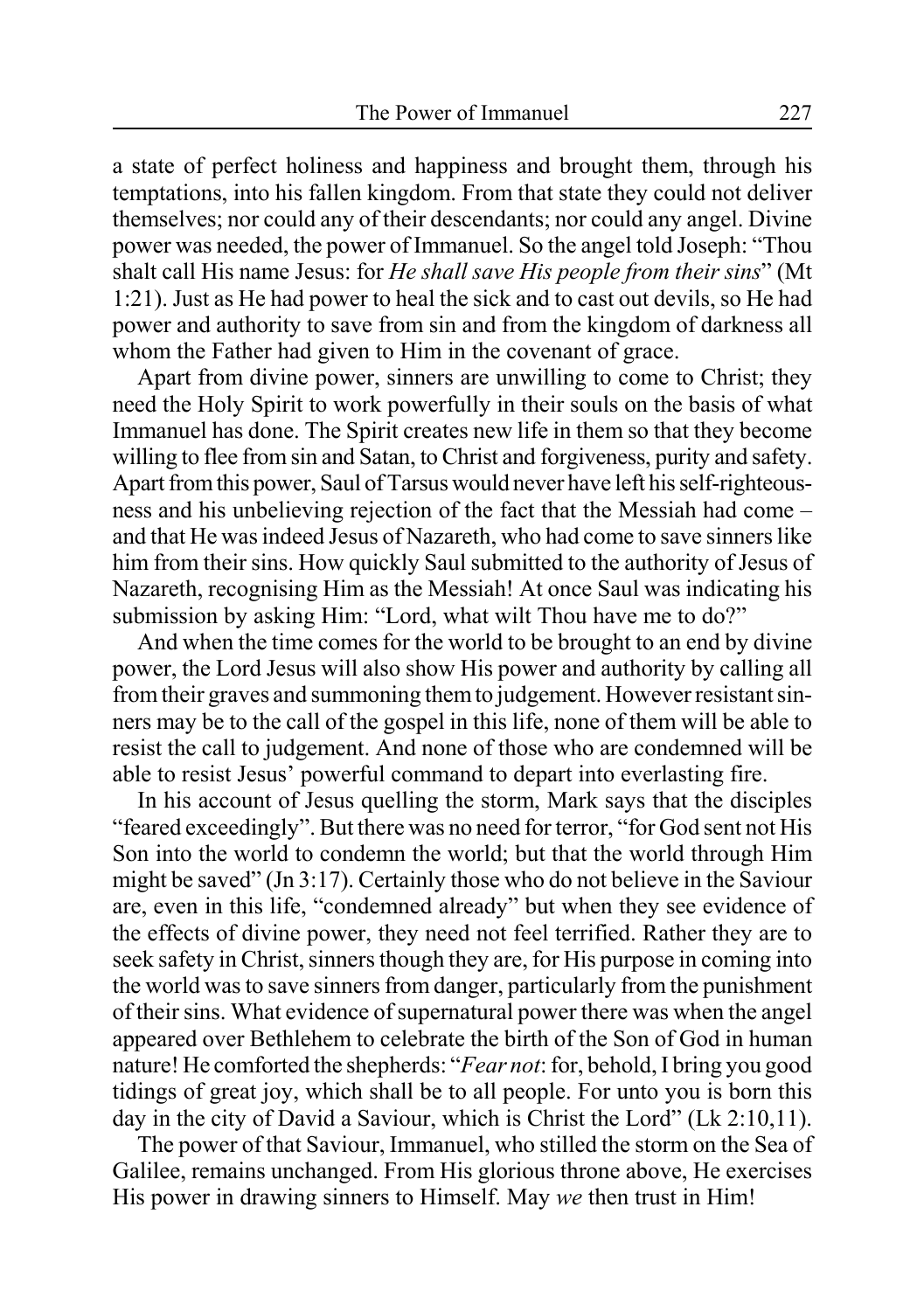a state of perfect holiness and happiness and brought them, through his temptations, into his fallen kingdom. From that state they could not deliver themselves; nor could any of their descendants; nor could any angel. Divine power was needed, the power of Immanuel. So the angel told Joseph: "Thou shalt call His name Jesus: for *He shall save His people from their sins*" (Mt 1:21). Just as He had power to heal the sick and to cast out devils, so He had power and authority to save from sin and from the kingdom of darkness all whom the Father had given to Him in the covenant of grace.

Apart from divine power, sinners are unwilling to come to Christ; they need the Holy Spirit to work powerfully in their souls on the basis of what Immanuel has done. The Spirit creates new life in them so that they become willing to flee from sin and Satan, to Christ and forgiveness, purity and safety. Apart from this power, Saul of Tarsus would never have left his self-righteousness and his unbelieving rejection of the fact that the Messiah had come – and that He was indeed Jesus of Nazareth, who had come to save sinners like him from their sins. How quickly Saul submitted to the authority of Jesus of Nazareth, recognising Him as the Messiah! At once Saul was indicating his submission by asking Him: "Lord, what wilt Thou have me to do?"

And when the time comes for the world to be brought to an end by divine power, the Lord Jesus will also show His power and authority by calling all from their graves and summoning them to judgement. However resistant sinners may be to the call of the gospel in this life, none of them will be able to resist the call to judgement. And none of those who are condemned will be able to resist Jesus' powerful command to depart into everlasting fire.

In his account of Jesus quelling the storm, Mark says that the disciples "feared exceedingly". But there was no need for terror, "for God sent not His Son into the world to condemn the world; but that the world through Him might be saved" (Jn 3:17). Certainly those who do not believe in the Saviour are, even in this life, "condemned already" but when they see evidence of the effects of divine power, they need not feel terrified. Rather they are to seek safety in Christ, sinners though they are, for His purpose in coming into the world was to save sinners from danger, particularly from the punishment of their sins. What evidence of supernatural power there was when the angel appeared over Bethlehem to celebrate the birth of the Son of God in human nature! He comforted the shepherds: "*Fear not*: for, behold, I bring you good tidings of great joy, which shall be to all people. For unto you is born this day in the city of David a Saviour, which is Christ the Lord" (Lk 2:10,11).

The power of that Saviour, Immanuel, who stilled the storm on the Sea of Galilee, remains unchanged. From His glorious throne above, He exercises His power in drawing sinners to Himself. May *we* then trust in Him!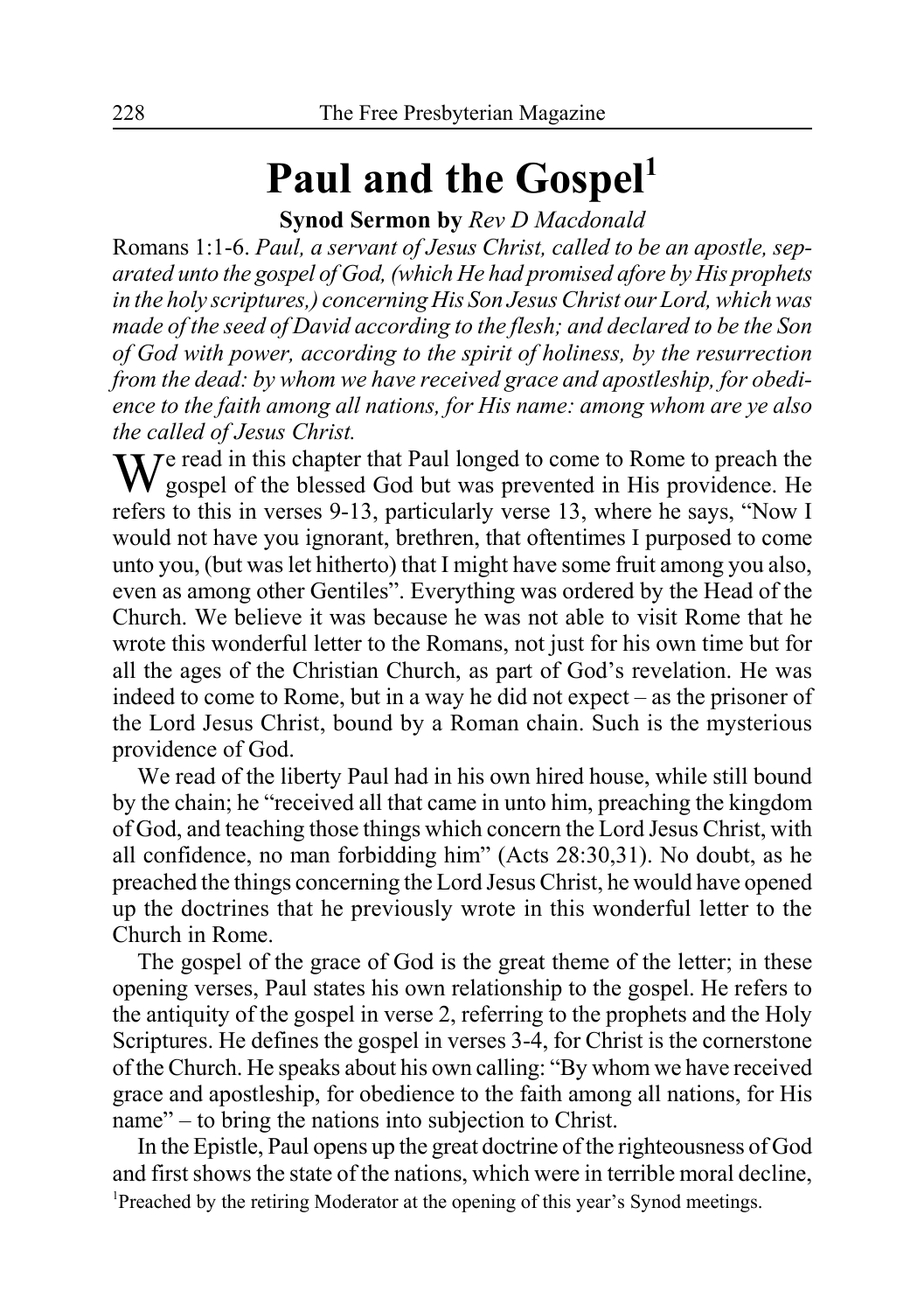# Paul and the Gospel[1]

**Synod Sermon by** *Rev D Macdonald*

Romans 1:1-6. *Paul, a servant of Jesus Christ, called to be an apostle, separated unto the gospel of God, (which He had promised afore by His prophets in the holy scriptures,) concerning His Son Jesus Christ our Lord, which was made of the seed of David according to the flesh; and declared to be the Son of God with power, according to the spirit of holiness, by the resurrection from the dead: by whom we have received grace and apostleship, for obedience to the faith among all nations, for His name: among whom are ye also the called of Jesus Christ.*

We read in this chapter that Paul longed to come to Rome to preach the gospel of the blessed God but was prevented in His providence. He refers to this in verses 9-13, particularly verse 13, where he says, "Now I would not have you ignorant, brethren, that oftentimes I purposed to come unto you, (but was let hitherto) that I might have some fruit among you also, even as among other Gentiles". Everything was ordered by the Head of the Church. We believe it was because he was not able to visit Rome that he wrote this wonderful letter to the Romans, not just for his own time but for all the ages of the Christian Church, as part of God's revelation. He was indeed to come to Rome, but in a way he did not expect – as the prisoner of the Lord Jesus Christ, bound by a Roman chain. Such is the mysterious providence of God.

We read of the liberty Paul had in his own hired house, while still bound by the chain; he "received all that came in unto him, preaching the kingdom of God, and teaching those things which concern the Lord Jesus Christ, with all confidence, no man forbidding him" (Acts 28:30,31). No doubt, as he preached the things concerning the Lord Jesus Christ, he would have opened up the doctrines that he previously wrote in this wonderful letter to the Church in Rome.

The gospel of the grace of God is the great theme of the letter; in these opening verses, Paul states his own relationship to the gospel. He refers to the antiquity of the gospel in verse 2, referring to the prophets and the Holy Scriptures. He defines the gospel in verses 3-4, for Christ is the cornerstone of the Church. He speaks about his own calling: "By whom we have received grace and apostleship, for obedience to the faith among all nations, for His name" – to bring the nations into subjection to Christ.

In the Epistle, Paul opens up the great doctrine of the righteousness of God and first shows the state of the nations, which were in terrible moral decline,

[1]Preached by the retiring Moderator at the opening of this year's Synod meetings.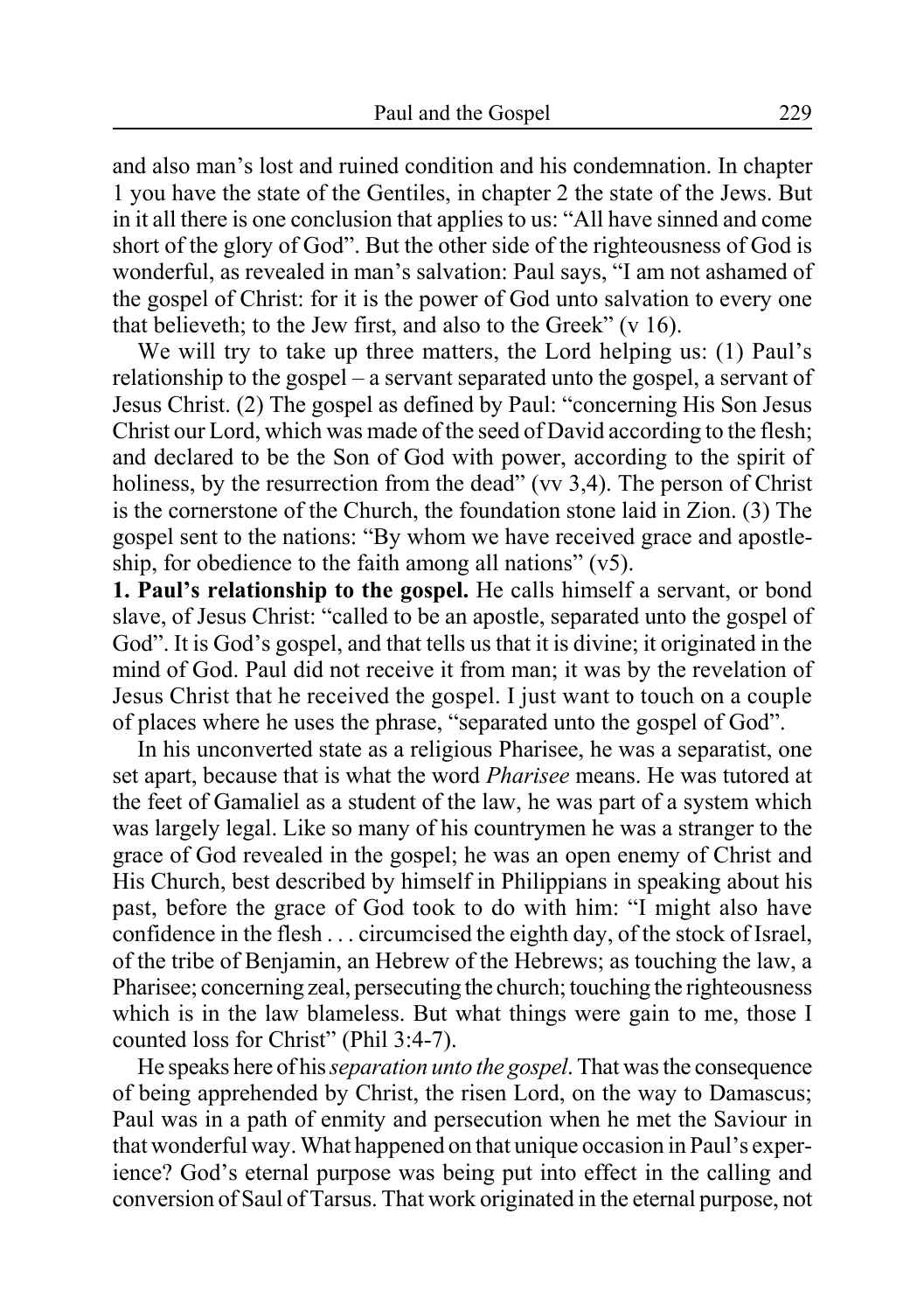and also man's lost and ruined condition and his condemnation. In chapter 1 you have the state of the Gentiles, in chapter 2 the state of the Jews. But in it all there is one conclusion that applies to us: "All have sinned and come short of the glory of God". But the other side of the righteousness of God is wonderful, as revealed in man's salvation: Paul says, "I am not ashamed of the gospel of Christ: for it is the power of God unto salvation to every one that believeth; to the Jew first, and also to the Greek" (v 16).

We will try to take up three matters, the Lord helping us: (1) Paul's relationship to the gospel – a servant separated unto the gospel, a servant of Jesus Christ. (2) The gospel as defined by Paul: "concerning His Son Jesus Christ our Lord, which was made of the seed of David according to the flesh; and declared to be the Son of God with power, according to the spirit of holiness, by the resurrection from the dead" (vv 3,4). The person of Christ is the cornerstone of the Church, the foundation stone laid in Zion. (3) The gospel sent to the nations: "By whom we have received grace and apostleship, for obedience to the faith among all nations" (v5).

**1. Paul's relationship to the gospel.** He calls himself a servant, or bond slave, of Jesus Christ: "called to be an apostle, separated unto the gospel of God". It is God's gospel, and that tells us that it is divine; it originated in the mind of God. Paul did not receive it from man; it was by the revelation of Jesus Christ that he received the gospel. I just want to touch on a couple of places where he uses the phrase, "separated unto the gospel of God".

In his unconverted state as a religious Pharisee, he was a separatist, one set apart, because that is what the word *Pharisee* means. He was tutored at the feet of Gamaliel as a student of the law, he was part of a system which was largely legal. Like so many of his countrymen he was a stranger to the grace of God revealed in the gospel; he was an open enemy of Christ and His Church, best described by himself in Philippians in speaking about his past, before the grace of God took to do with him: "I might also have confidence in the flesh . . . circumcised the eighth day, of the stock of Israel, of the tribe of Benjamin, an Hebrew of the Hebrews; as touching the law, a Pharisee; concerning zeal, persecuting the church; touching the righteousness which is in the law blameless. But what things were gain to me, those I counted loss for Christ" (Phil 3:4-7).

He speaks here of his *separation unto the gospel*. That was the consequence of being apprehended by Christ, the risen Lord, on the way to Damascus; Paul was in a path of enmity and persecution when he met the Saviour in that wonderful way. What happened on that unique occasion in Paul's experience? God's eternal purpose was being put into effect in the calling and conversion of Saul of Tarsus. That work originated in the eternal purpose, not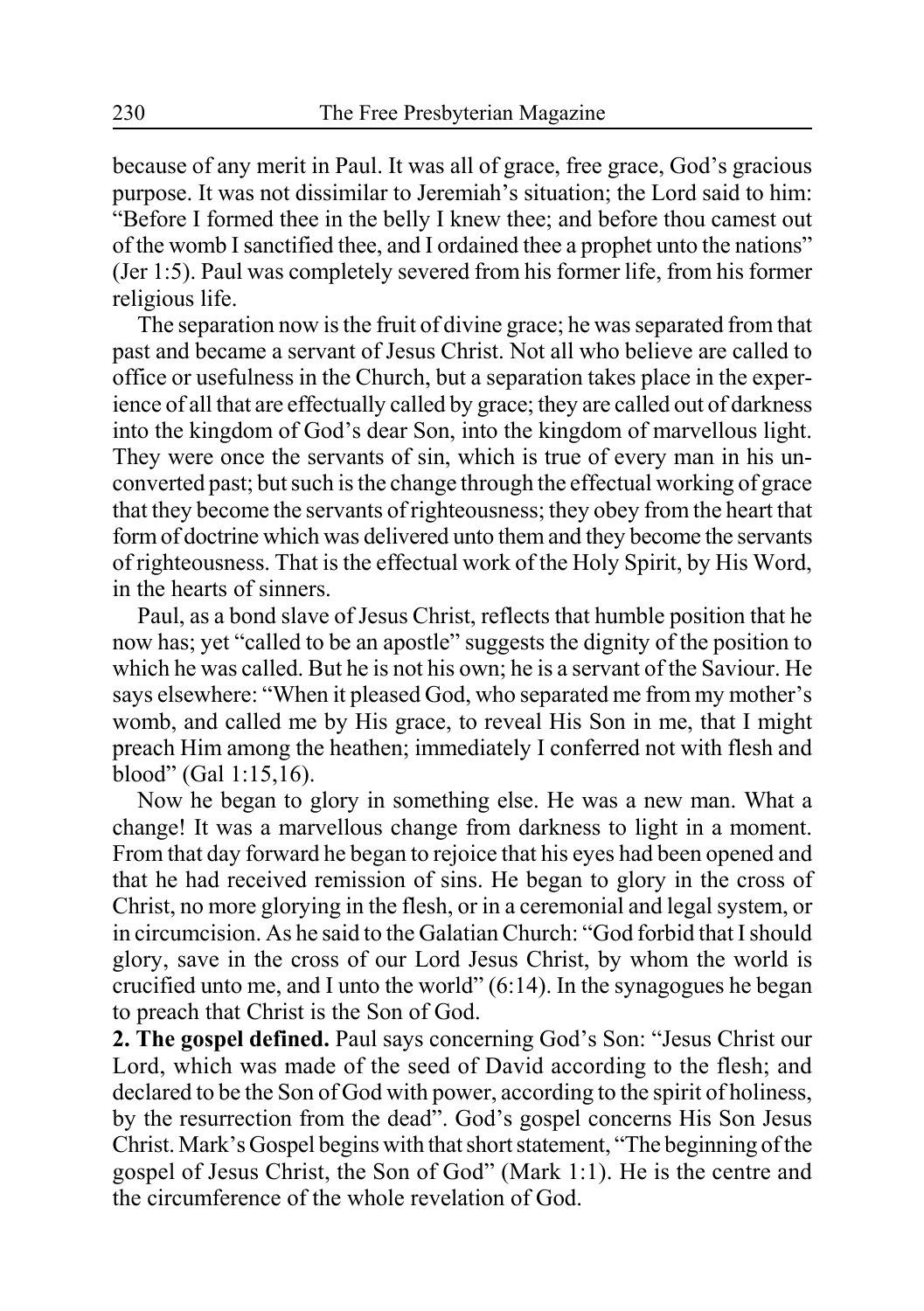because of any merit in Paul. It was all of grace, free grace, God's gracious purpose. It was not dissimilar to Jeremiah's situation; the Lord said to him: "Before I formed thee in the belly I knew thee; and before thou camest out of the womb I sanctified thee, and I ordained thee a prophet unto the nations" (Jer 1:5). Paul was completely severed from his former life, from his former religious life.

The separation now is the fruit of divine grace; he was separated from that past and became a servant of Jesus Christ. Not all who believe are called to office or usefulness in the Church, but a separation takes place in the experience of all that are effectually called by grace; they are called out of darkness into the kingdom of God's dear Son, into the kingdom of marvellous light. They were once the servants of sin, which is true of every man in his unconverted past; but such is the change through the effectual working of grace that they become the servants of righteousness; they obey from the heart that form of doctrine which was delivered unto them and they become the servants of righteousness. That is the effectual work of the Holy Spirit, by His Word, in the hearts of sinners.

Paul, as a bond slave of Jesus Christ, reflects that humble position that he now has; yet "called to be an apostle" suggests the dignity of the position to which he was called. But he is not his own; he is a servant of the Saviour. He says elsewhere: "When it pleased God, who separated me from my mother's womb, and called me by His grace, to reveal His Son in me, that I might preach Him among the heathen; immediately I conferred not with flesh and blood" (Gal 1:15,16).

Now he began to glory in something else. He was a new man. What a change! It was a marvellous change from darkness to light in a moment. From that day forward he began to rejoice that his eyes had been opened and that he had received remission of sins. He began to glory in the cross of Christ, no more glorying in the flesh, or in a ceremonial and legal system, or in circumcision. As he said to the Galatian Church: "God forbid that I should glory, save in the cross of our Lord Jesus Christ, by whom the world is crucified unto me, and I unto the world" (6:14). In the synagogues he began to preach that Christ is the Son of God.

**2. The gospel defined.** Paul says concerning God's Son: "Jesus Christ our Lord, which was made of the seed of David according to the flesh; and declared to be the Son of God with power, according to the spirit of holiness, by the resurrection from the dead". God's gospel concerns His Son Jesus Christ. Mark's Gospel begins with that short statement, "The beginning of the gospel of Jesus Christ, the Son of God" (Mark 1:1). He is the centre and the circumference of the whole revelation of God.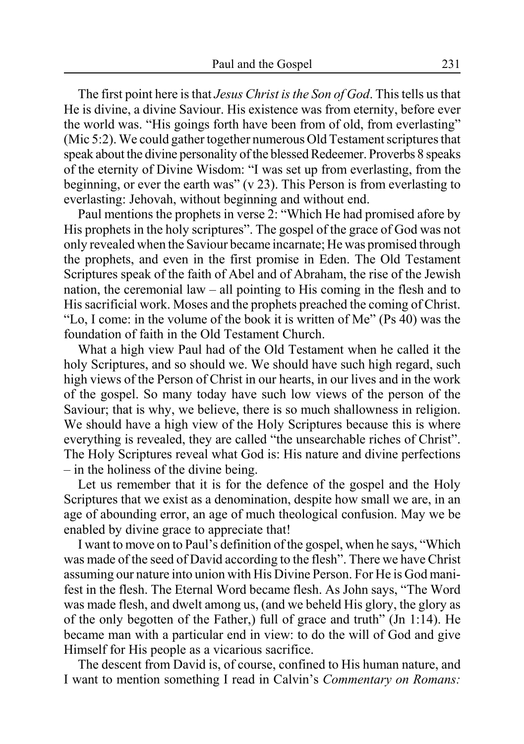The first point here is that *Jesus Christ is the Son of God*. This tells us that He is divine, a divine Saviour. His existence was from eternity, before ever the world was. "His goings forth have been from of old, from everlasting" (Mic 5:2). We could gather together numerous Old Testament scriptures that speak about the divine personality of the blessed Redeemer. Proverbs 8 speaks of the eternity of Divine Wisdom: "I was set up from everlasting, from the beginning, or ever the earth was" (v 23). This Person is from everlasting to everlasting: Jehovah, without beginning and without end.

Paul mentions the prophets in verse 2: "Which He had promised afore by His prophets in the holy scriptures". The gospel of the grace of God was not only revealed when the Saviour became incarnate; He was promised through the prophets, and even in the first promise in Eden. The Old Testament Scriptures speak of the faith of Abel and of Abraham, the rise of the Jewish nation, the ceremonial law – all pointing to His coming in the flesh and to His sacrificial work. Moses and the prophets preached the coming of Christ. "Lo, I come: in the volume of the book it is written of Me" (Ps 40) was the foundation of faith in the Old Testament Church.

What a high view Paul had of the Old Testament when he called it the holy Scriptures, and so should we. We should have such high regard, such high views of the Person of Christ in our hearts, in our lives and in the work of the gospel. So many today have such low views of the person of the Saviour; that is why, we believe, there is so much shallowness in religion. We should have a high view of the Holy Scriptures because this is where everything is revealed, they are called "the unsearchable riches of Christ". The Holy Scriptures reveal what God is: His nature and divine perfections – in the holiness of the divine being.

Let us remember that it is for the defence of the gospel and the Holy Scriptures that we exist as a denomination, despite how small we are, in an age of abounding error, an age of much theological confusion. May we be enabled by divine grace to appreciate that!

I want to move on to Paul's definition of the gospel, when he says, "Which was made of the seed of David according to the flesh". There we have Christ assuming our nature into union with His Divine Person. For He is God manifest in the flesh. The Eternal Word became flesh. As John says, "The Word was made flesh, and dwelt among us, (and we beheld His glory, the glory as of the only begotten of the Father,) full of grace and truth" (Jn 1:14). He became man with a particular end in view: to do the will of God and give Himself for His people as a vicarious sacrifice.

The descent from David is, of course, confined to His human nature, and I want to mention something I read in Calvin's *Commentary on Romans:*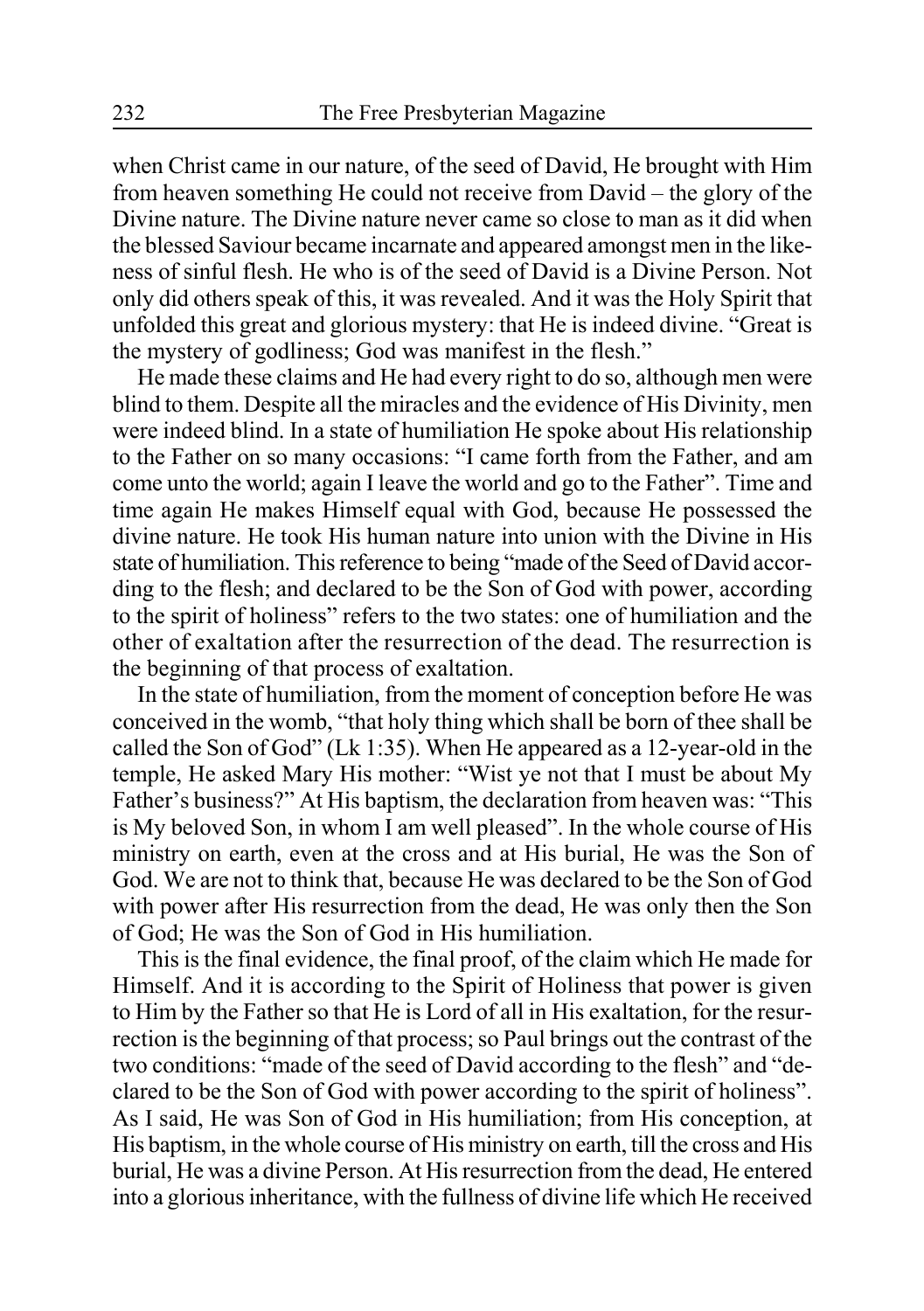when Christ came in our nature, of the seed of David, He brought with Him from heaven something He could not receive from David – the glory of the Divine nature. The Divine nature never came so close to man as it did when the blessed Saviour became incarnate and appeared amongst men in the likeness of sinful flesh. He who is of the seed of David is a Divine Person. Not only did others speak of this, it was revealed. And it was the Holy Spirit that unfolded this great and glorious mystery: that He is indeed divine. "Great is the mystery of godliness; God was manifest in the flesh."

He made these claims and He had every right to do so, although men were blind to them. Despite all the miracles and the evidence of His Divinity, men were indeed blind. In a state of humiliation He spoke about His relationship to the Father on so many occasions: "I came forth from the Father, and am come unto the world; again I leave the world and go to the Father". Time and time again He makes Himself equal with God, because He possessed the divine nature. He took His human nature into union with the Divine in His state of humiliation. This reference to being "made of the Seed of David according to the flesh; and declared to be the Son of God with power, according to the spirit of holiness" refers to the two states: one of humiliation and the other of exaltation after the resurrection of the dead. The resurrection is the beginning of that process of exaltation.

In the state of humiliation, from the moment of conception before He was conceived in the womb, "that holy thing which shall be born of thee shall be called the Son of God" (Lk 1:35). When He appeared as a 12-year-old in the temple, He asked Mary His mother: "Wist ye not that I must be about My Father's business?" At His baptism, the declaration from heaven was: "This is My beloved Son, in whom I am well pleased". In the whole course of His ministry on earth, even at the cross and at His burial, He was the Son of God. We are not to think that, because He was declared to be the Son of God with power after His resurrection from the dead, He was only then the Son of God; He was the Son of God in His humiliation.

This is the final evidence, the final proof, of the claim which He made for Himself. And it is according to the Spirit of Holiness that power is given to Him by the Father so that He is Lord of all in His exaltation, for the resurrection is the beginning of that process; so Paul brings out the contrast of the two conditions: "made of the seed of David according to the flesh" and "declared to be the Son of God with power according to the spirit of holiness". As I said, He was Son of God in His humiliation; from His conception, at His baptism, in the whole course of His ministry on earth, till the cross and His burial, He was a divine Person. At His resurrection from the dead, He entered into a glorious inheritance, with the fullness of divine life which He received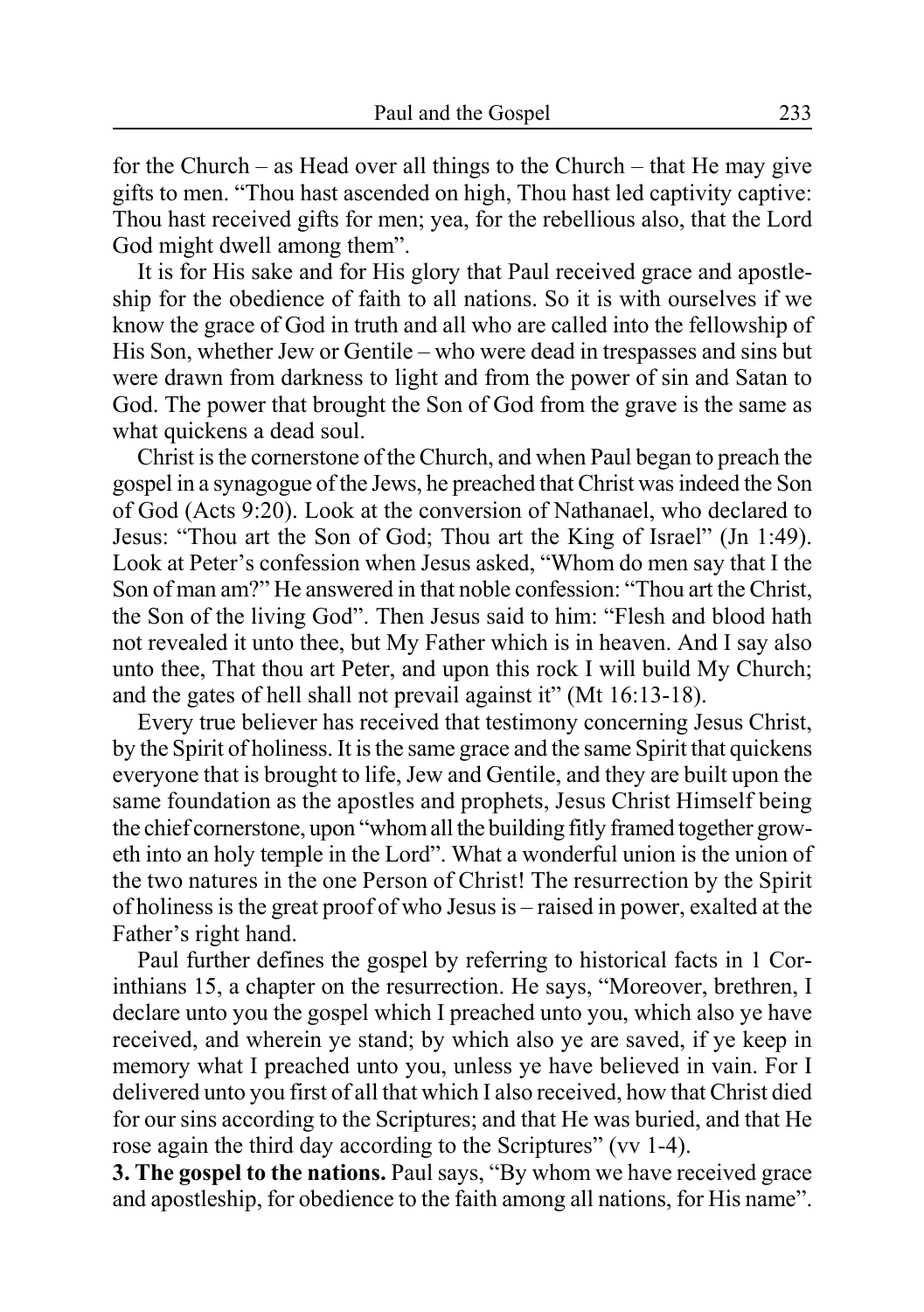for the Church – as Head over all things to the Church – that He may give gifts to men. "Thou hast ascended on high, Thou hast led captivity captive: Thou hast received gifts for men; yea, for the rebellious also, that the Lord God might dwell among them".

It is for His sake and for His glory that Paul received grace and apostleship for the obedience of faith to all nations. So it is with ourselves if we know the grace of God in truth and all who are called into the fellowship of His Son, whether Jew or Gentile – who were dead in trespasses and sins but were drawn from darkness to light and from the power of sin and Satan to God. The power that brought the Son of God from the grave is the same as what quickens a dead soul.

Christ is the cornerstone of the Church, and when Paul began to preach the gospel in a synagogue of the Jews, he preached that Christ was indeed the Son of God (Acts 9:20). Look at the conversion of Nathanael, who declared to Jesus: "Thou art the Son of God; Thou art the King of Israel" (Jn 1:49). Look at Peter's confession when Jesus asked, "Whom do men say that I the Son of man am?" He answered in that noble confession: "Thou art the Christ, the Son of the living God". Then Jesus said to him: "Flesh and blood hath not revealed it unto thee, but My Father which is in heaven. And I say also unto thee, That thou art Peter, and upon this rock I will build My Church; and the gates of hell shall not prevail against it" (Mt 16:13-18).

Every true believer has received that testimony concerning Jesus Christ, by the Spirit of holiness. It is the same grace and the same Spirit that quickens everyone that is brought to life, Jew and Gentile, and they are built upon the same foundation as the apostles and prophets, Jesus Christ Himself being the chief cornerstone, upon "whom all the building fitly framed together groweth into an holy temple in the Lord". What a wonderful union is the union of the two natures in the one Person of Christ! The resurrection by the Spirit of holiness is the great proof of who Jesus is – raised in power, exalted at the Father's right hand.

Paul further defines the gospel by referring to historical facts in 1 Corinthians 15, a chapter on the resurrection. He says, "Moreover, brethren, I declare unto you the gospel which I preached unto you, which also ye have received, and wherein ye stand; by which also ye are saved, if ye keep in memory what I preached unto you, unless ye have believed in vain. For I delivered unto you first of all that which I also received, how that Christ died for our sins according to the Scriptures; and that He was buried, and that He rose again the third day according to the Scriptures" (vv 1-4).

**3. The gospel to the nations.** Paul says, "By whom we have received grace and apostleship, for obedience to the faith among all nations, for His name".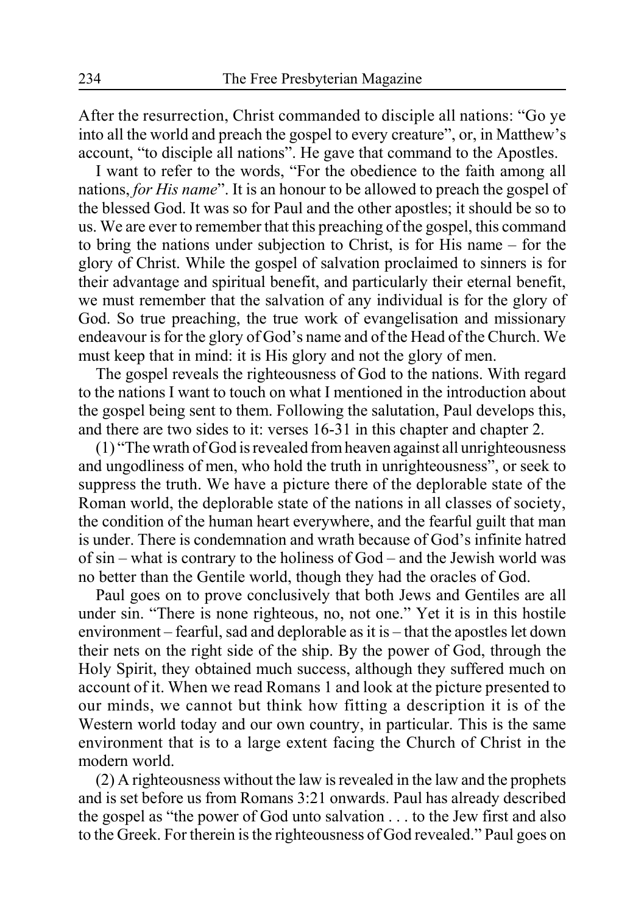After the resurrection, Christ commanded to disciple all nations: "Go ye into all the world and preach the gospel to every creature", or, in Matthew's account, "to disciple all nations". He gave that command to the Apostles.

I want to refer to the words, "For the obedience to the faith among all nations, *for His name*". It is an honour to be allowed to preach the gospel of the blessed God. It was so for Paul and the other apostles; it should be so to us. We are ever to remember that this preaching of the gospel, this command to bring the nations under subjection to Christ, is for His name – for the glory of Christ. While the gospel of salvation proclaimed to sinners is for their advantage and spiritual benefit, and particularly their eternal benefit, we must remember that the salvation of any individual is for the glory of God. So true preaching, the true work of evangelisation and missionary endeavour is for the glory of God's name and of the Head of the Church. We must keep that in mind: it is His glory and not the glory of men.

The gospel reveals the righteousness of God to the nations. With regard to the nations I want to touch on what I mentioned in the introduction about the gospel being sent to them. Following the salutation, Paul develops this, and there are two sides to it: verses 16-31 in this chapter and chapter 2.

(1) "The wrath of God is revealed from heaven against all unrighteousness and ungodliness of men, who hold the truth in unrighteousness", or seek to suppress the truth. We have a picture there of the deplorable state of the Roman world, the deplorable state of the nations in all classes of society, the condition of the human heart everywhere, and the fearful guilt that man is under. There is condemnation and wrath because of God's infinite hatred of sin – what is contrary to the holiness of God – and the Jewish world was no better than the Gentile world, though they had the oracles of God.

Paul goes on to prove conclusively that both Jews and Gentiles are all under sin. "There is none righteous, no, not one." Yet it is in this hostile environment – fearful, sad and deplorable as it is – that the apostles let down their nets on the right side of the ship. By the power of God, through the Holy Spirit, they obtained much success, although they suffered much on account of it. When we read Romans 1 and look at the picture presented to our minds, we cannot but think how fitting a description it is of the Western world today and our own country, in particular. This is the same environment that is to a large extent facing the Church of Christ in the modern world.

(2) A righteousness without the law is revealed in the law and the prophets and is set before us from Romans 3:21 onwards. Paul has already described the gospel as "the power of God unto salvation . . . to the Jew first and also to the Greek. For therein is the righteousness of God revealed." Paul goes on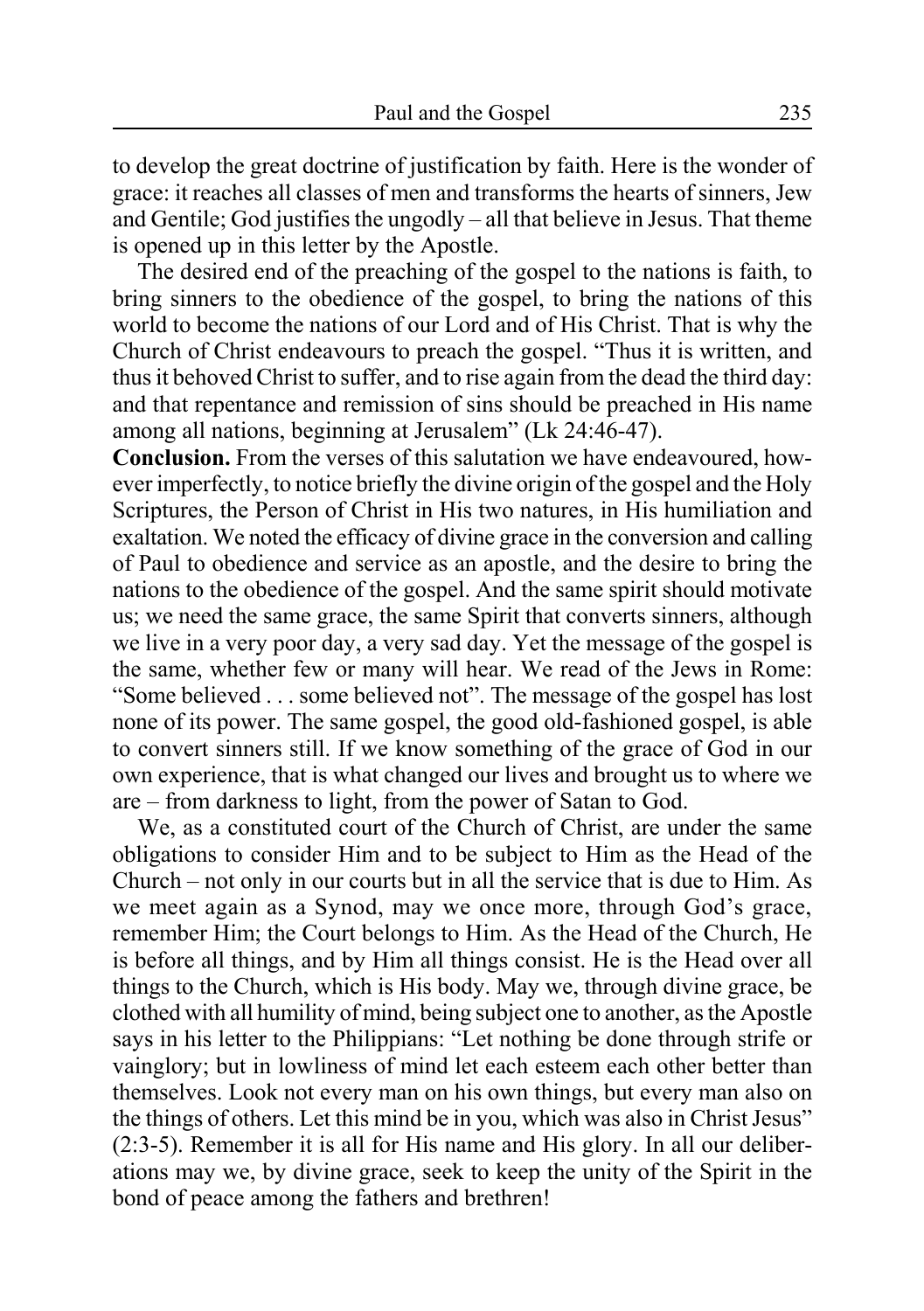to develop the great doctrine of justification by faith. Here is the wonder of grace: it reaches all classes of men and transforms the hearts of sinners, Jew and Gentile; God justifies the ungodly – all that believe in Jesus. That theme is opened up in this letter by the Apostle.

The desired end of the preaching of the gospel to the nations is faith, to bring sinners to the obedience of the gospel, to bring the nations of this world to become the nations of our Lord and of His Christ. That is why the Church of Christ endeavours to preach the gospel. "Thus it is written, and thus it behoved Christ to suffer, and to rise again from the dead the third day: and that repentance and remission of sins should be preached in His name among all nations, beginning at Jerusalem" (Lk 24:46-47).

**Conclusion.** From the verses of this salutation we have endeavoured, however imperfectly, to notice briefly the divine origin of the gospel and the Holy Scriptures, the Person of Christ in His two natures, in His humiliation and exaltation. We noted the efficacy of divine grace in the conversion and calling of Paul to obedience and service as an apostle, and the desire to bring the nations to the obedience of the gospel. And the same spirit should motivate us; we need the same grace, the same Spirit that converts sinners, although we live in a very poor day, a very sad day. Yet the message of the gospel is the same, whether few or many will hear. We read of the Jews in Rome: "Some believed . . . some believed not". The message of the gospel has lost none of its power. The same gospel, the good old-fashioned gospel, is able to convert sinners still. If we know something of the grace of God in our own experience, that is what changed our lives and brought us to where we are – from darkness to light, from the power of Satan to God.

We, as a constituted court of the Church of Christ, are under the same obligations to consider Him and to be subject to Him as the Head of the Church – not only in our courts but in all the service that is due to Him. As we meet again as a Synod, may we once more, through God's grace, remember Him; the Court belongs to Him. As the Head of the Church, He is before all things, and by Him all things consist. He is the Head over all things to the Church, which is His body. May we, through divine grace, be clothed with all humility of mind, being subject one to another, as the Apostle says in his letter to the Philippians: "Let nothing be done through strife or vainglory; but in lowliness of mind let each esteem each other better than themselves. Look not every man on his own things, but every man also on the things of others. Let this mind be in you, which was also in Christ Jesus" (2:3-5). Remember it is all for His name and His glory. In all our deliberations may we, by divine grace, seek to keep the unity of the Spirit in the bond of peace among the fathers and brethren!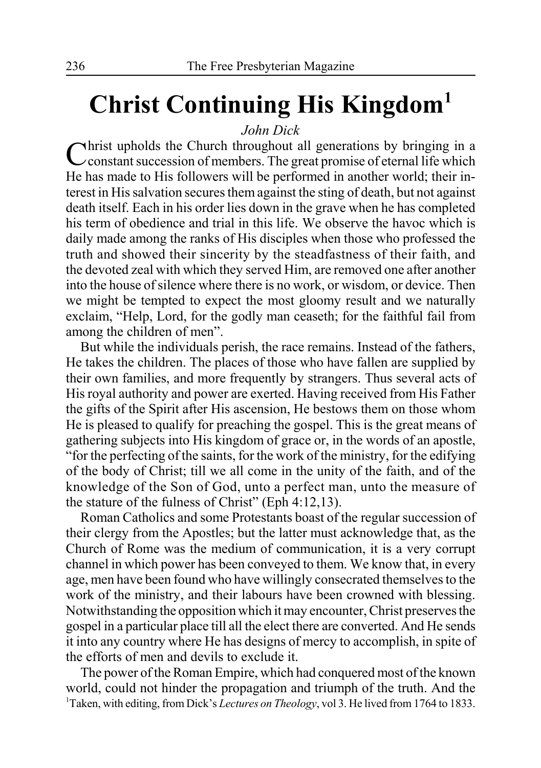# Christ Continuing His Kingdom[1]

*John Dick*

Christ upholds the Church throughout all generations by bringing in a constant succession of members. The great promise of eternal life which He has made to His followers will be performed in another world; their interest in His salvation secures them against the sting of death, but not against death itself. Each in his order lies down in the grave when he has completed his term of obedience and trial in this life. We observe the havoc which is daily made among the ranks of His disciples when those who professed the truth and showed their sincerity by the steadfastness of their faith, and the devoted zeal with which they served Him, are removed one after another into the house of silence where there is no work, or wisdom, or device. Then we might be tempted to expect the most gloomy result and we naturally exclaim, "Help, Lord, for the godly man ceaseth; for the faithful fail from among the children of men".

But while the individuals perish, the race remains. Instead of the fathers, He takes the children. The places of those who have fallen are supplied by their own families, and more frequently by strangers. Thus several acts of His royal authority and power are exerted. Having received from His Father the gifts of the Spirit after His ascension, He bestows them on those whom He is pleased to qualify for preaching the gospel. This is the great means of gathering subjects into His kingdom of grace or, in the words of an apostle, "for the perfecting of the saints, for the work of the ministry, for the edifying of the body of Christ; till we all come in the unity of the faith, and of the knowledge of the Son of God, unto a perfect man, unto the measure of the stature of the fulness of Christ" (Eph 4:12,13).

Roman Catholics and some Protestants boast of the regular succession of their clergy from the Apostles; but the latter must acknowledge that, as the Church of Rome was the medium of communication, it is a very corrupt channel in which power has been conveyed to them. We know that, in every age, men have been found who have willingly consecrated themselves to the work of the ministry, and their labours have been crowned with blessing. Notwithstanding the opposition which it may encounter, Christ preserves the gospel in a particular place till all the elect there are converted. And He sends it into any country where He has designs of mercy to accomplish, in spite of the efforts of men and devils to exclude it.

The power of the Roman Empire, which had conquered most of the known world, could not hinder the propagation and triumph of the truth. And the

[1] Taken, with editing, from Dick's *Lectures on Theology*, vol 3. He lived from 1764 to 1833.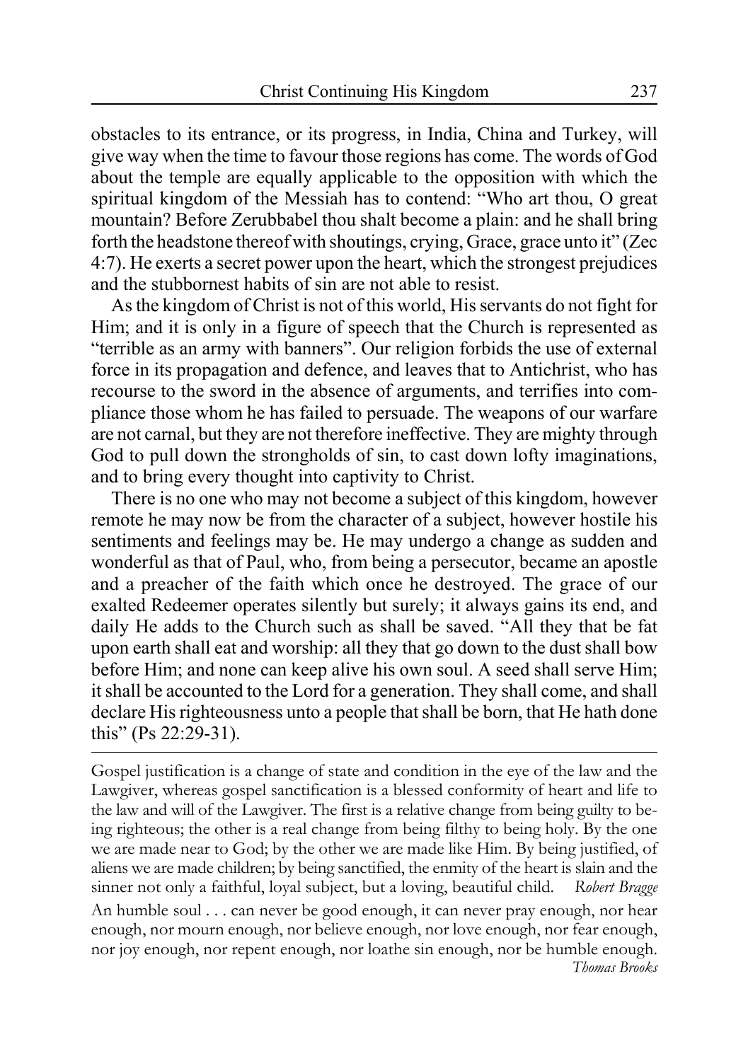obstacles to its entrance, or its progress, in India, China and Turkey, will give way when the time to favour those regions has come. The words of God about the temple are equally applicable to the opposition with which the spiritual kingdom of the Messiah has to contend: "Who art thou, O great mountain? Before Zerubbabel thou shalt become a plain: and he shall bring forth the headstone thereof with shoutings, crying, Grace, grace unto it" (Zec 4:7). He exerts a secret power upon the heart, which the strongest prejudices and the stubbornest habits of sin are not able to resist.

As the kingdom of Christ is not of this world, His servants do not fight for Him; and it is only in a figure of speech that the Church is represented as "terrible as an army with banners". Our religion forbids the use of external force in its propagation and defence, and leaves that to Antichrist, who has recourse to the sword in the absence of arguments, and terrifies into compliance those whom he has failed to persuade. The weapons of our warfare are not carnal, but they are not therefore ineffective. They are mighty through God to pull down the strongholds of sin, to cast down lofty imaginations, and to bring every thought into captivity to Christ.

There is no one who may not become a subject of this kingdom, however remote he may now be from the character of a subject, however hostile his sentiments and feelings may be. He may undergo a change as sudden and wonderful as that of Paul, who, from being a persecutor, became an apostle and a preacher of the faith which once he destroyed. The grace of our exalted Redeemer operates silently but surely; it always gains its end, and daily He adds to the Church such as shall be saved. "All they that be fat upon earth shall eat and worship: all they that go down to the dust shall bow before Him; and none can keep alive his own soul. A seed shall serve Him; it shall be accounted to the Lord for a generation. They shall come, and shall declare His righteousness unto a people that shall be born, that He hath done this" (Ps 22:29-31).

---

Gospel justification is a change of state and condition in the eye of the law and the Lawgiver, whereas gospel sanctification is a blessed conformity of heart and life to the law and will of the Lawgiver. The first is a relative change from being guilty to being righteous; the other is a real change from being filthy to being holy. By the one we are made near to God; by the other we are made like Him. By being justified, of aliens we are made children; by being sanctified, the enmity of the heart is slain and the sinner not only a faithful, loyal subject, but a loving, beautiful child. *Robert Bragge*

An humble soul . . . can never be good enough, it can never pray enough, nor hear enough, nor mourn enough, nor believe enough, nor love enough, nor fear enough, nor joy enough, nor repent enough, nor loathe sin enough, nor be humble enough. *Thomas Brooks*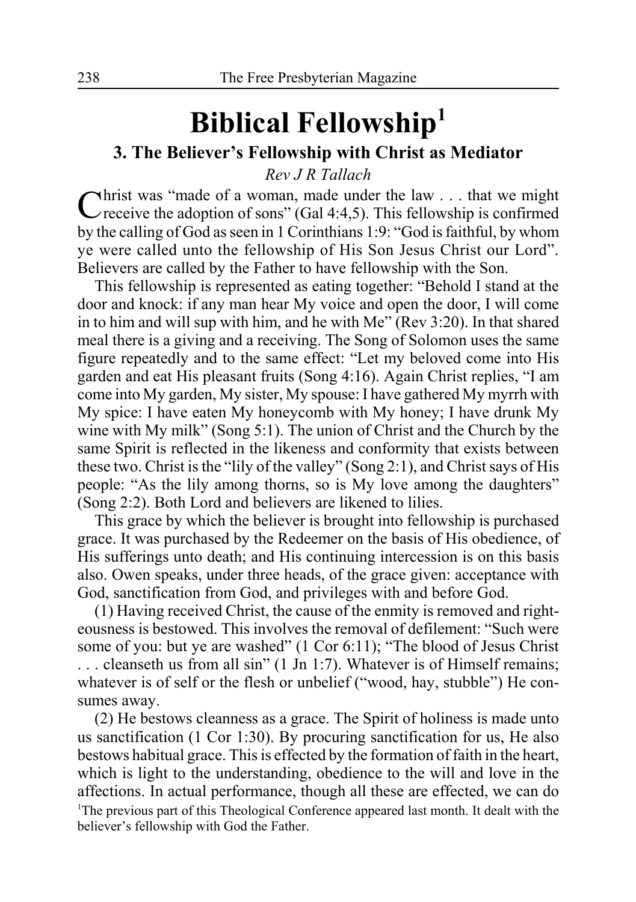# Biblical Fellowship[1]

## 3. The Believer's Fellowship with Christ as Mediator

*Rev J R Tallach*

Christ was "made of a woman, made under the law . . . that we might receive the adoption of sons" (Gal 4:4,5). This fellowship is confirmed by the calling of God as seen in 1 Corinthians 1:9: "God is faithful, by whom ye were called unto the fellowship of His Son Jesus Christ our Lord". Believers are called by the Father to have fellowship with the Son.

This fellowship is represented as eating together: "Behold I stand at the door and knock: if any man hear My voice and open the door, I will come in to him and will sup with him, and he with Me" (Rev 3:20). In that shared meal there is a giving and a receiving. The Song of Solomon uses the same figure repeatedly and to the same effect: "Let my beloved come into His garden and eat His pleasant fruits (Song 4:16). Again Christ replies, "I am come into My garden, My sister, My spouse: I have gathered My myrrh with My spice: I have eaten My honeycomb with My honey; I have drunk My wine with My milk" (Song 5:1). The union of Christ and the Church by the same Spirit is reflected in the likeness and conformity that exists between these two. Christ is the "lily of the valley" (Song 2:1), and Christ says of His people: "As the lily among thorns, so is My love among the daughters" (Song 2:2). Both Lord and believers are likened to lilies.

This grace by which the believer is brought into fellowship is purchased grace. It was purchased by the Redeemer on the basis of His obedience, of His sufferings unto death; and His continuing intercession is on this basis also. Owen speaks, under three heads, of the grace given: acceptance with God, sanctification from God, and privileges with and before God.

(1) Having received Christ, the cause of the enmity is removed and righteousness is bestowed. This involves the removal of defilement: "Such were some of you: but ye are washed" (1 Cor 6:11); "The blood of Jesus Christ . . . cleanseth us from all sin" (1 Jn 1:7). Whatever is of Himself remains; whatever is of self or the flesh or unbelief ("wood, hay, stubble") He consumes away.

(2) He bestows cleanness as a grace. The Spirit of holiness is made unto us sanctification (1 Cor 1:30). By procuring sanctification for us, He also bestows habitual grace. This is effected by the formation of faith in the heart, which is light to the understanding, obedience to the will and love in the affections. In actual performance, though all these are effected, we can do

[1]The previous part of this Theological Conference appeared last month. It dealt with the believer's fellowship with God the Father.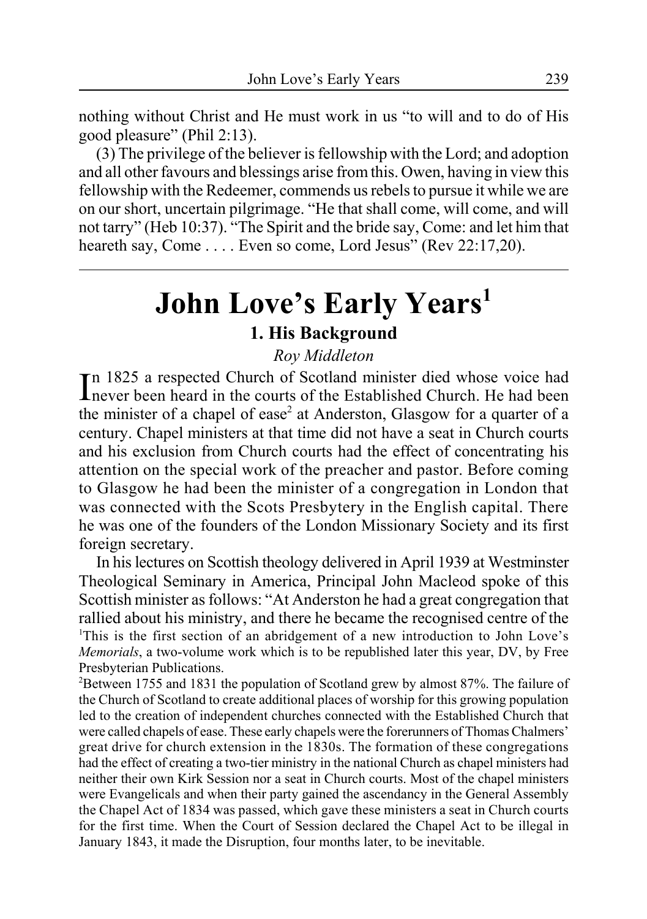nothing without Christ and He must work in us "to will and to do of His good pleasure" (Phil 2:13).

(3) The privilege of the believer is fellowship with the Lord; and adoption and all other favours and blessings arise from this. Owen, having in view this fellowship with the Redeemer, commends us rebels to pursue it while we are on our short, uncertain pilgrimage. "He that shall come, will come, and will not tarry" (Heb 10:37). "The Spirit and the bride say, Come: and let him that heareth say, Come . . . . Even so come, Lord Jesus" (Rev 22:17,20).

---

# John Love's Early Years[1]

## 1. His Background

*Roy Middleton*

In 1825 a respected Church of Scotland minister died whose voice had never been heard in the courts of the Established Church. He had been the minister of a chapel of ease[2] at Anderston, Glasgow for a quarter of a century. Chapel ministers at that time did not have a seat in Church courts and his exclusion from Church courts had the effect of concentrating his attention on the special work of the preacher and pastor. Before coming to Glasgow he had been the minister of a congregation in London that was connected with the Scots Presbytery in the English capital. There he was one of the founders of the London Missionary Society and its first foreign secretary.

In his lectures on Scottish theology delivered in April 1939 at Westminster Theological Seminary in America, Principal John Macleod spoke of this Scottish minister as follows: "At Anderston he had a great congregation that rallied about his ministry, and there he became the recognised centre of the

[1]This is the first section of an abridgement of a new introduction to John Love's *Memorials*, a two-volume work which is to be republished later this year, DV, by Free Presbyterian Publications.

[2]Between 1755 and 1831 the population of Scotland grew by almost 87%. The failure of the Church of Scotland to create additional places of worship for this growing population led to the creation of independent churches connected with the Established Church that were called chapels of ease. These early chapels were the forerunners of Thomas Chalmers' great drive for church extension in the 1830s. The formation of these congregations had the effect of creating a two-tier ministry in the national Church as chapel ministers had neither their own Kirk Session nor a seat in Church courts. Most of the chapel ministers were Evangelicals and when their party gained the ascendancy in the General Assembly the Chapel Act of 1834 was passed, which gave these ministers a seat in Church courts for the first time. When the Court of Session declared the Chapel Act to be illegal in January 1843, it made the Disruption, four months later, to be inevitable.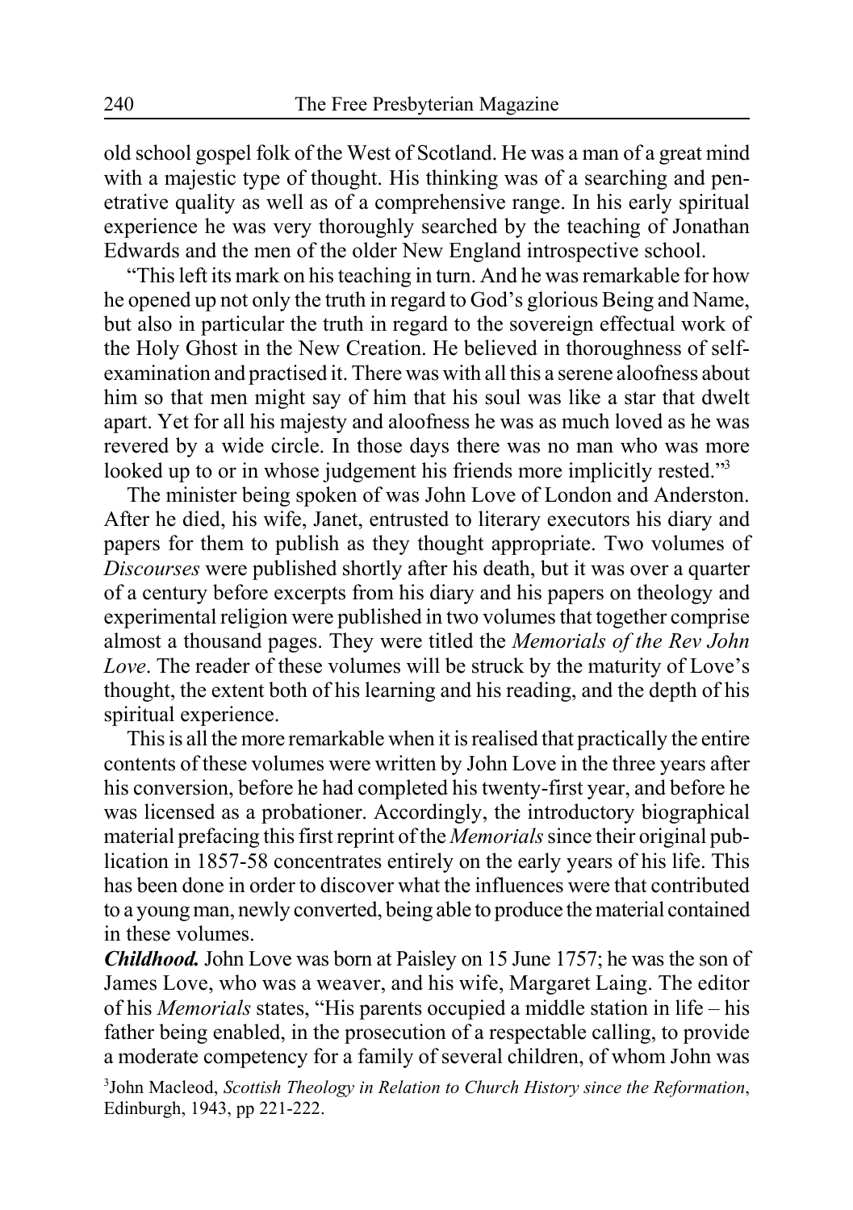old school gospel folk of the West of Scotland. He was a man of a great mind with a majestic type of thought. His thinking was of a searching and penetrative quality as well as of a comprehensive range. In his early spiritual experience he was very thoroughly searched by the teaching of Jonathan Edwards and the men of the older New England introspective school.

"This left its mark on his teaching in turn. And he was remarkable for how he opened up not only the truth in regard to God's glorious Being and Name, but also in particular the truth in regard to the sovereign effectual work of the Holy Ghost in the New Creation. He believed in thoroughness of self-examination and practised it. There was with all this a serene aloofness about him so that men might say of him that his soul was like a star that dwelt apart. Yet for all his majesty and aloofness he was as much loved as he was revered by a wide circle. In those days there was no man who was more looked up to or in whose judgement his friends more implicitly rested."[3]

The minister being spoken of was John Love of London and Anderston. After he died, his wife, Janet, entrusted to literary executors his diary and papers for them to publish as they thought appropriate. Two volumes of *Discourses* were published shortly after his death, but it was over a quarter of a century before excerpts from his diary and his papers on theology and experimental religion were published in two volumes that together comprise almost a thousand pages. They were titled the *Memorials of the Rev John Love*. The reader of these volumes will be struck by the maturity of Love's thought, the extent both of his learning and his reading, and the depth of his spiritual experience.

This is all the more remarkable when it is realised that practically the entire contents of these volumes were written by John Love in the three years after his conversion, before he had completed his twenty-first year, and before he was licensed as a probationer. Accordingly, the introductory biographical material prefacing this first reprint of the *Memorials* since their original publication in 1857-58 concentrates entirely on the early years of his life. This has been done in order to discover what the influences were that contributed to a young man, newly converted, being able to produce the material contained in these volumes.

***Childhood.*** John Love was born at Paisley on 15 June 1757; he was the son of James Love, who was a weaver, and his wife, Margaret Laing. The editor of his *Memorials* states, "His parents occupied a middle station in life – his father being enabled, in the prosecution of a respectable calling, to provide a moderate competency for a family of several children, of whom John was

[3]John Macleod, *Scottish Theology in Relation to Church History since the Reformation*, Edinburgh, 1943, pp 221-222.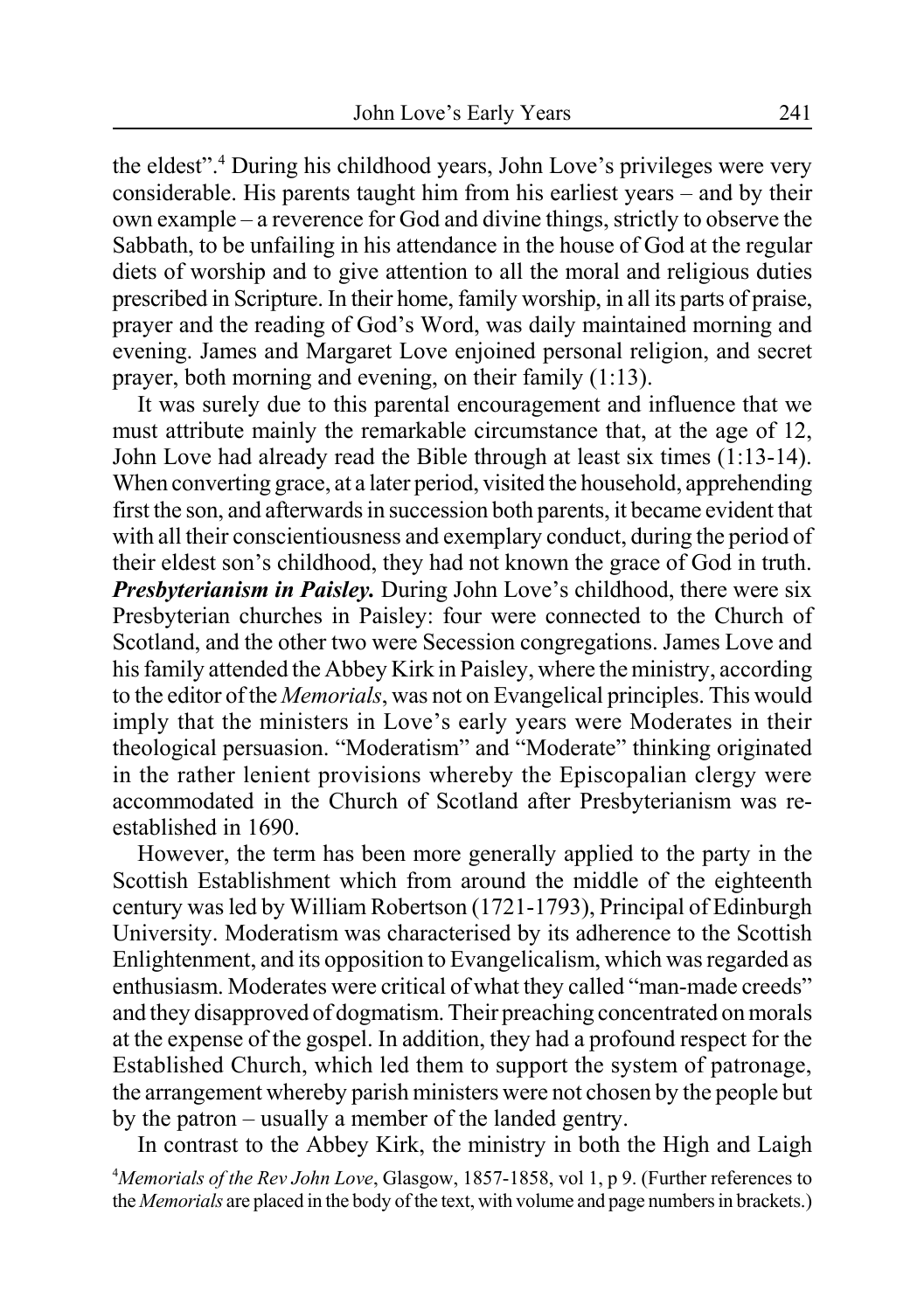the eldest".[4] During his childhood years, John Love's privileges were very considerable. His parents taught him from his earliest years – and by their own example – a reverence for God and divine things, strictly to observe the Sabbath, to be unfailing in his attendance in the house of God at the regular diets of worship and to give attention to all the moral and religious duties prescribed in Scripture. In their home, family worship, in all its parts of praise, prayer and the reading of God's Word, was daily maintained morning and evening. James and Margaret Love enjoined personal religion, and secret prayer, both morning and evening, on their family (1:13).

It was surely due to this parental encouragement and influence that we must attribute mainly the remarkable circumstance that, at the age of 12, John Love had already read the Bible through at least six times (1:13-14). When converting grace, at a later period, visited the household, apprehending first the son, and afterwards in succession both parents, it became evident that with all their conscientiousness and exemplary conduct, during the period of their eldest son's childhood, they had not known the grace of God in truth.

***Presbyterianism in Paisley.*** During John Love's childhood, there were six Presbyterian churches in Paisley: four were connected to the Church of Scotland, and the other two were Secession congregations. James Love and his family attended the Abbey Kirk in Paisley, where the ministry, according to the editor of the *Memorials*, was not on Evangelical principles. This would imply that the ministers in Love's early years were Moderates in their theological persuasion. "Moderatism" and "Moderate" thinking originated in the rather lenient provisions whereby the Episcopalian clergy were accommodated in the Church of Scotland after Presbyterianism was re-established in 1690.

However, the term has been more generally applied to the party in the Scottish Establishment which from around the middle of the eighteenth century was led by William Robertson (1721-1793), Principal of Edinburgh University. Moderatism was characterised by its adherence to the Scottish Enlightenment, and its opposition to Evangelicalism, which was regarded as enthusiasm. Moderates were critical of what they called "man-made creeds" and they disapproved of dogmatism. Their preaching concentrated on morals at the expense of the gospel. In addition, they had a profound respect for the Established Church, which led them to support the system of patronage, the arrangement whereby parish ministers were not chosen by the people but by the patron – usually a member of the landed gentry.

In contrast to the Abbey Kirk, the ministry in both the High and Laigh

[4] *Memorials of the Rev John Love*, Glasgow, 1857-1858, vol 1, p 9. (Further references to the *Memorials* are placed in the body of the text, with volume and page numbers in brackets.)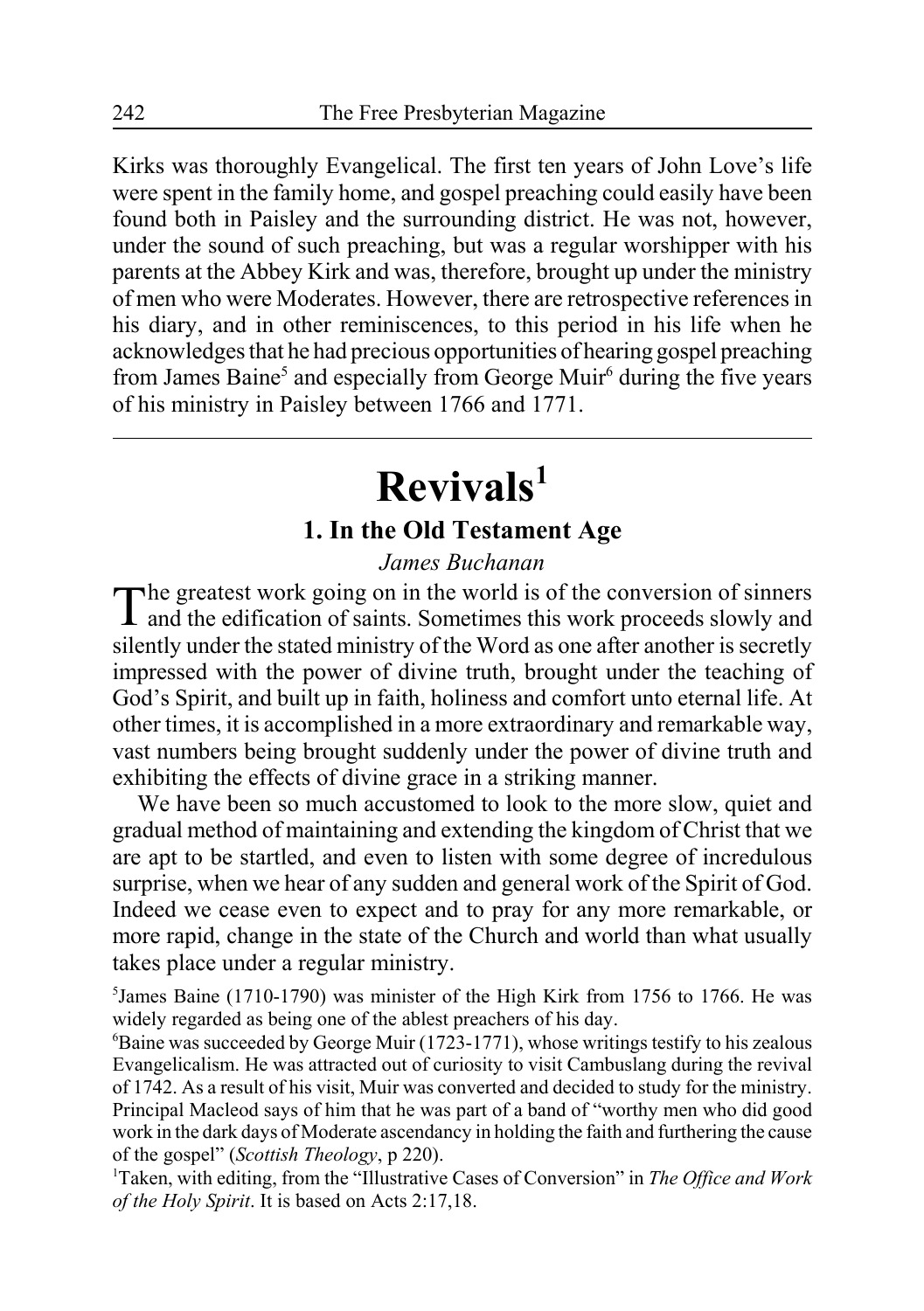Kirks was thoroughly Evangelical. The first ten years of John Love's life were spent in the family home, and gospel preaching could easily have been found both in Paisley and the surrounding district. He was not, however, under the sound of such preaching, but was a regular worshipper with his parents at the Abbey Kirk and was, therefore, brought up under the ministry of men who were Moderates. However, there are retrospective references in his diary, and in other reminiscences, to this period in his life when he acknowledges that he had precious opportunities of hearing gospel preaching from James Baine[5] and especially from George Muir[6] during the five years of his ministry in Paisley between 1766 and 1771.

---

# Revivals[1]

## 1. In the Old Testament Age

*James Buchanan*

The greatest work going on in the world is of the conversion of sinners and the edification of saints. Sometimes this work proceeds slowly and silently under the stated ministry of the Word as one after another is secretly impressed with the power of divine truth, brought under the teaching of God's Spirit, and built up in faith, holiness and comfort unto eternal life. At other times, it is accomplished in a more extraordinary and remarkable way, vast numbers being brought suddenly under the power of divine truth and exhibiting the effects of divine grace in a striking manner.

We have been so much accustomed to look to the more slow, quiet and gradual method of maintaining and extending the kingdom of Christ that we are apt to be startled, and even to listen with some degree of incredulous surprise, when we hear of any sudden and general work of the Spirit of God. Indeed we cease even to expect and to pray for any more remarkable, or more rapid, change in the state of the Church and world than what usually takes place under a regular ministry.

[5]James Baine (1710-1790) was minister of the High Kirk from 1756 to 1766. He was widely regarded as being one of the ablest preachers of his day.

[6]Baine was succeeded by George Muir (1723-1771), whose writings testify to his zealous Evangelicalism. He was attracted out of curiosity to visit Cambuslang during the revival of 1742. As a result of his visit, Muir was converted and decided to study for the ministry. Principal Macleod says of him that he was part of a band of "worthy men who did good work in the dark days of Moderate ascendancy in holding the faith and furthering the cause of the gospel" (*Scottish Theology*, p 220).

[1]Taken, with editing, from the "Illustrative Cases of Conversion" in *The Office and Work of the Holy Spirit*. It is based on Acts 2:17,18.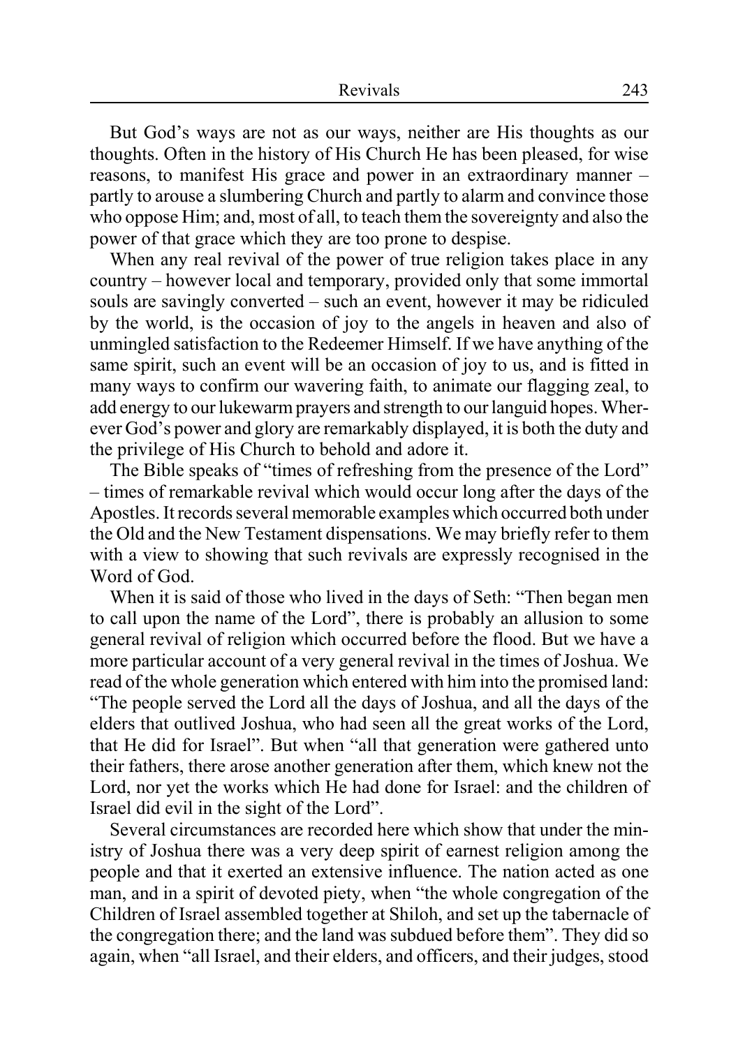But God's ways are not as our ways, neither are His thoughts as our thoughts. Often in the history of His Church He has been pleased, for wise reasons, to manifest His grace and power in an extraordinary manner – partly to arouse a slumbering Church and partly to alarm and convince those who oppose Him; and, most of all, to teach them the sovereignty and also the power of that grace which they are too prone to despise.

When any real revival of the power of true religion takes place in any country – however local and temporary, provided only that some immortal souls are savingly converted – such an event, however it may be ridiculed by the world, is the occasion of joy to the angels in heaven and also of unmingled satisfaction to the Redeemer Himself. If we have anything of the same spirit, such an event will be an occasion of joy to us, and is fitted in many ways to confirm our wavering faith, to animate our flagging zeal, to add energy to our lukewarm prayers and strength to our languid hopes. Wherever God's power and glory are remarkably displayed, it is both the duty and the privilege of His Church to behold and adore it.

The Bible speaks of "times of refreshing from the presence of the Lord" – times of remarkable revival which would occur long after the days of the Apostles. It records several memorable examples which occurred both under the Old and the New Testament dispensations. We may briefly refer to them with a view to showing that such revivals are expressly recognised in the Word of God.

When it is said of those who lived in the days of Seth: "Then began men to call upon the name of the Lord", there is probably an allusion to some general revival of religion which occurred before the flood. But we have a more particular account of a very general revival in the times of Joshua. We read of the whole generation which entered with him into the promised land: "The people served the Lord all the days of Joshua, and all the days of the elders that outlived Joshua, who had seen all the great works of the Lord, that He did for Israel". But when "all that generation were gathered unto their fathers, there arose another generation after them, which knew not the Lord, nor yet the works which He had done for Israel: and the children of Israel did evil in the sight of the Lord".

Several circumstances are recorded here which show that under the ministry of Joshua there was a very deep spirit of earnest religion among the people and that it exerted an extensive influence. The nation acted as one man, and in a spirit of devoted piety, when "the whole congregation of the Children of Israel assembled together at Shiloh, and set up the tabernacle of the congregation there; and the land was subdued before them". They did so again, when "all Israel, and their elders, and officers, and their judges, stood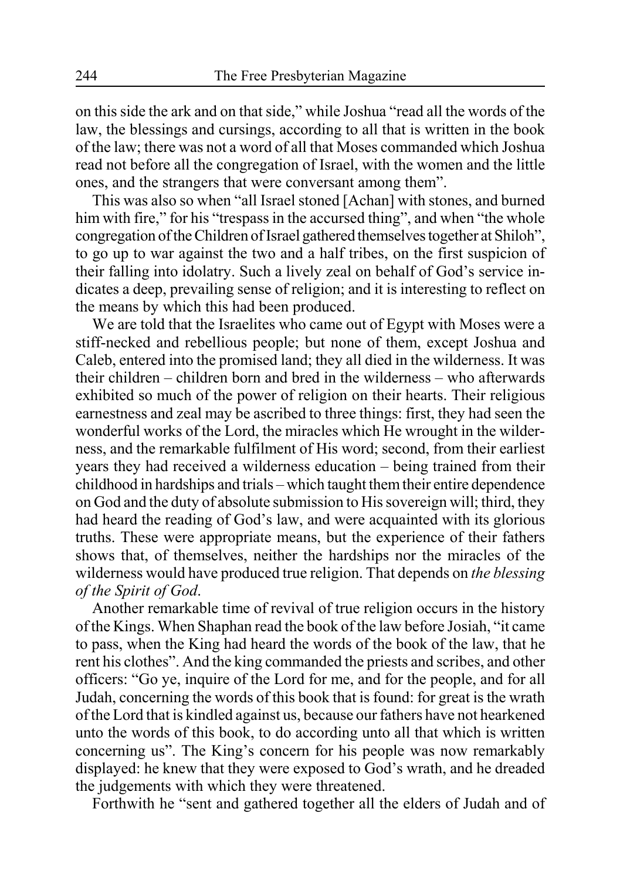on this side the ark and on that side," while Joshua "read all the words of the law, the blessings and cursings, according to all that is written in the book of the law; there was not a word of all that Moses commanded which Joshua read not before all the congregation of Israel, with the women and the little ones, and the strangers that were conversant among them".

This was also so when "all Israel stoned [Achan] with stones, and burned him with fire," for his "trespass in the accursed thing", and when "the whole congregation of the Children of Israel gathered themselves together at Shiloh", to go up to war against the two and a half tribes, on the first suspicion of their falling into idolatry. Such a lively zeal on behalf of God's service indicates a deep, prevailing sense of religion; and it is interesting to reflect on the means by which this had been produced.

We are told that the Israelites who came out of Egypt with Moses were a stiff-necked and rebellious people; but none of them, except Joshua and Caleb, entered into the promised land; they all died in the wilderness. It was their children – children born and bred in the wilderness – who afterwards exhibited so much of the power of religion on their hearts. Their religious earnestness and zeal may be ascribed to three things: first, they had seen the wonderful works of the Lord, the miracles which He wrought in the wilderness, and the remarkable fulfilment of His word; second, from their earliest years they had received a wilderness education – being trained from their childhood in hardships and trials – which taught them their entire dependence on God and the duty of absolute submission to His sovereign will; third, they had heard the reading of God's law, and were acquainted with its glorious truths. These were appropriate means, but the experience of their fathers shows that, of themselves, neither the hardships nor the miracles of the wilderness would have produced true religion. That depends on *the blessing of the Spirit of God*.

Another remarkable time of revival of true religion occurs in the history of the Kings. When Shaphan read the book of the law before Josiah, "it came to pass, when the King had heard the words of the book of the law, that he rent his clothes". And the king commanded the priests and scribes, and other officers: "Go ye, inquire of the Lord for me, and for the people, and for all Judah, concerning the words of this book that is found: for great is the wrath of the Lord that is kindled against us, because our fathers have not hearkened unto the words of this book, to do according unto all that which is written concerning us". The King's concern for his people was now remarkably displayed: he knew that they were exposed to God's wrath, and he dreaded the judgements with which they were threatened.

Forthwith he "sent and gathered together all the elders of Judah and of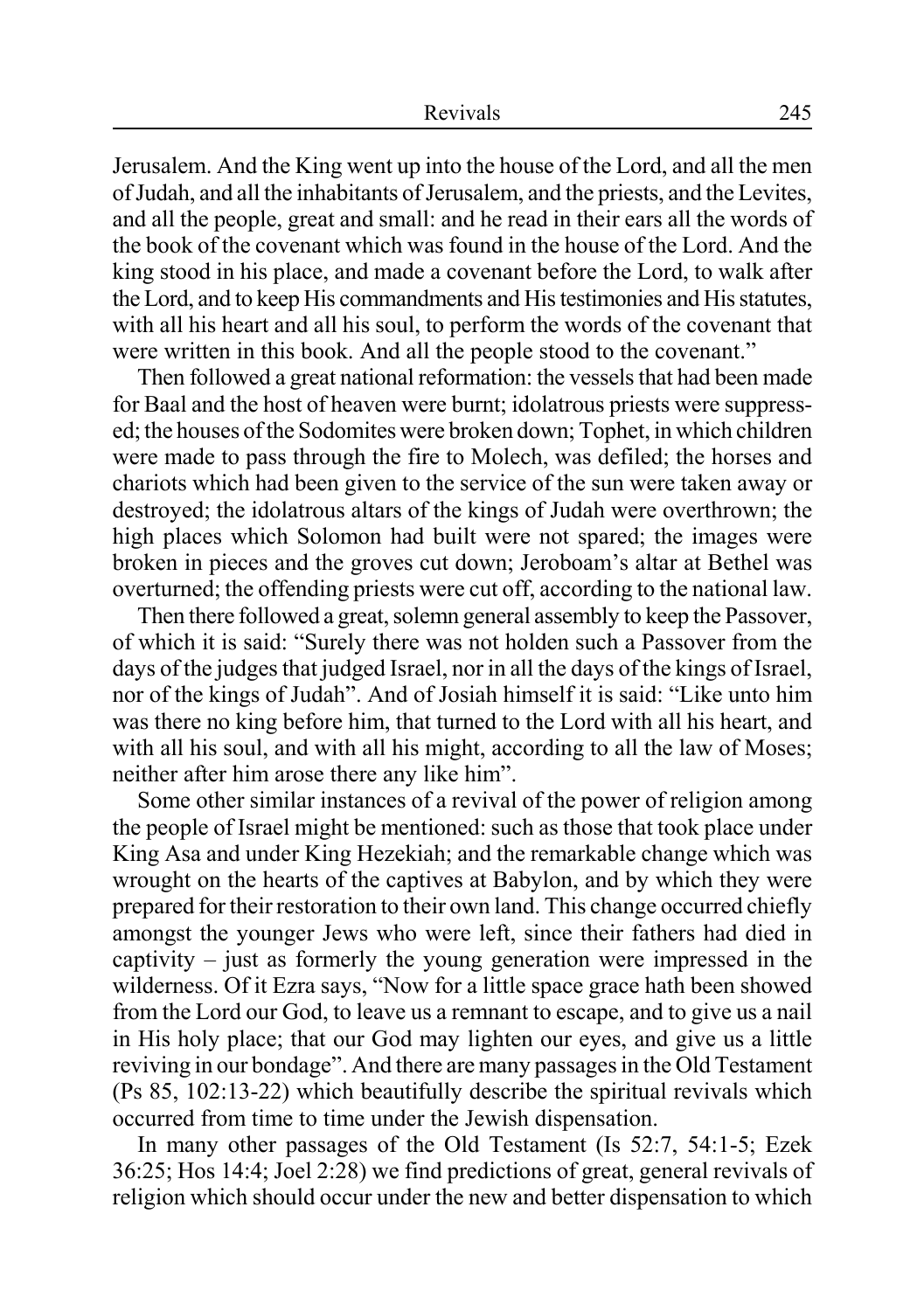Jerusalem. And the King went up into the house of the Lord, and all the men of Judah, and all the inhabitants of Jerusalem, and the priests, and the Levites, and all the people, great and small: and he read in their ears all the words of the book of the covenant which was found in the house of the Lord. And the king stood in his place, and made a covenant before the Lord, to walk after the Lord, and to keep His commandments and His testimonies and His statutes, with all his heart and all his soul, to perform the words of the covenant that were written in this book. And all the people stood to the covenant."

Then followed a great national reformation: the vessels that had been made for Baal and the host of heaven were burnt; idolatrous priests were suppressed; the houses of the Sodomites were broken down; Tophet, in which children were made to pass through the fire to Molech, was defiled; the horses and chariots which had been given to the service of the sun were taken away or destroyed; the idolatrous altars of the kings of Judah were overthrown; the high places which Solomon had built were not spared; the images were broken in pieces and the groves cut down; Jeroboam's altar at Bethel was overturned; the offending priests were cut off, according to the national law.

Then there followed a great, solemn general assembly to keep the Passover, of which it is said: "Surely there was not holden such a Passover from the days of the judges that judged Israel, nor in all the days of the kings of Israel, nor of the kings of Judah". And of Josiah himself it is said: "Like unto him was there no king before him, that turned to the Lord with all his heart, and with all his soul, and with all his might, according to all the law of Moses; neither after him arose there any like him".

Some other similar instances of a revival of the power of religion among the people of Israel might be mentioned: such as those that took place under King Asa and under King Hezekiah; and the remarkable change which was wrought on the hearts of the captives at Babylon, and by which they were prepared for their restoration to their own land. This change occurred chiefly amongst the younger Jews who were left, since their fathers had died in captivity – just as formerly the young generation were impressed in the wilderness. Of it Ezra says, "Now for a little space grace hath been showed from the Lord our God, to leave us a remnant to escape, and to give us a nail in His holy place; that our God may lighten our eyes, and give us a little reviving in our bondage". And there are many passages in the Old Testament (Ps 85, 102:13-22) which beautifully describe the spiritual revivals which occurred from time to time under the Jewish dispensation.

In many other passages of the Old Testament (Is 52:7, 54:1-5; Ezek 36:25; Hos 14:4; Joel 2:28) we find predictions of great, general revivals of religion which should occur under the new and better dispensation to which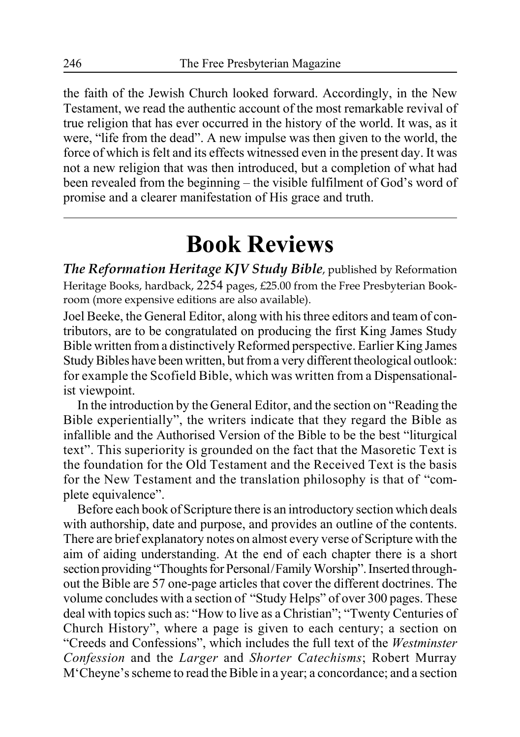the faith of the Jewish Church looked forward. Accordingly, in the New Testament, we read the authentic account of the most remarkable revival of true religion that has ever occurred in the history of the world. It was, as it were, "life from the dead". A new impulse was then given to the world, the force of which is felt and its effects witnessed even in the present day. It was not a new religion that was then introduced, but a completion of what had been revealed from the beginning – the visible fulfilment of God's word of promise and a clearer manifestation of His grace and truth.

---

# Book Reviews

***The Reformation Heritage KJV Study Bible***, published by Reformation Heritage Books, hardback, 2254 pages, £25.00 from the Free Presbyterian Bookroom (more expensive editions are also available).

Joel Beeke, the General Editor, along with his three editors and team of contributors, are to be congratulated on producing the first King James Study Bible written from a distinctively Reformed perspective. Earlier King James Study Bibles have been written, but from a very different theological outlook: for example the Scofield Bible, which was written from a Dispensationalist viewpoint.

In the introduction by the General Editor, and the section on "Reading the Bible experientially", the writers indicate that they regard the Bible as infallible and the Authorised Version of the Bible to be the best "liturgical text". This superiority is grounded on the fact that the Masoretic Text is the foundation for the Old Testament and the Received Text is the basis for the New Testament and the translation philosophy is that of "complete equivalence".

Before each book of Scripture there is an introductory section which deals with authorship, date and purpose, and provides an outline of the contents. There are brief explanatory notes on almost every verse of Scripture with the aim of aiding understanding. At the end of each chapter there is a short section providing "Thoughts for Personal/Family Worship". Inserted throughout the Bible are 57 one-page articles that cover the different doctrines. The volume concludes with a section of "Study Helps" of over 300 pages. These deal with topics such as: "How to live as a Christian"; "Twenty Centuries of Church History", where a page is given to each century; a section on "Creeds and Confessions", which includes the full text of the *Westminster Confession* and the *Larger* and *Shorter Catechisms*; Robert Murray M'Cheyne's scheme to read the Bible in a year; a concordance; and a section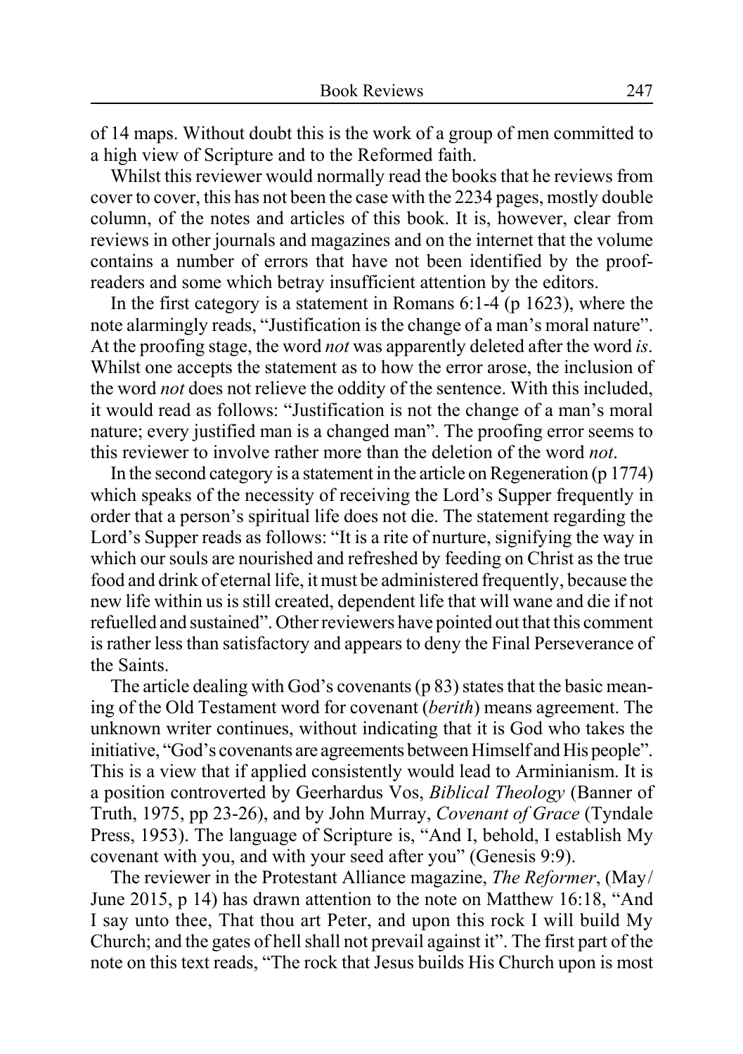of 14 maps. Without doubt this is the work of a group of men committed to a high view of Scripture and to the Reformed faith.

Whilst this reviewer would normally read the books that he reviews from cover to cover, this has not been the case with the 2234 pages, mostly double column, of the notes and articles of this book. It is, however, clear from reviews in other journals and magazines and on the internet that the volume contains a number of errors that have not been identified by the proof-readers and some which betray insufficient attention by the editors.

In the first category is a statement in Romans 6:1-4 (p 1623), where the note alarmingly reads, "Justification is the change of a man's moral nature". At the proofing stage, the word *not* was apparently deleted after the word *is*. Whilst one accepts the statement as to how the error arose, the inclusion of the word *not* does not relieve the oddity of the sentence. With this included, it would read as follows: "Justification is not the change of a man's moral nature; every justified man is a changed man". The proofing error seems to this reviewer to involve rather more than the deletion of the word *not*.

In the second category is a statement in the article on Regeneration (p 1774) which speaks of the necessity of receiving the Lord's Supper frequently in order that a person's spiritual life does not die. The statement regarding the Lord's Supper reads as follows: "It is a rite of nurture, signifying the way in which our souls are nourished and refreshed by feeding on Christ as the true food and drink of eternal life, it must be administered frequently, because the new life within us is still created, dependent life that will wane and die if not refuelled and sustained". Other reviewers have pointed out that this comment is rather less than satisfactory and appears to deny the Final Perseverance of the Saints.

The article dealing with God's covenants (p 83) states that the basic meaning of the Old Testament word for covenant (*berith*) means agreement. The unknown writer continues, without indicating that it is God who takes the initiative, "God's covenants are agreements between Himself and His people". This is a view that if applied consistently would lead to Arminianism. It is a position controverted by Geerhardus Vos, *Biblical Theology* (Banner of Truth, 1975, pp 23-26), and by John Murray, *Covenant of Grace* (Tyndale Press, 1953). The language of Scripture is, "And I, behold, I establish My covenant with you, and with your seed after you" (Genesis 9:9).

The reviewer in the Protestant Alliance magazine, *The Reformer*, (May/June 2015, p 14) has drawn attention to the note on Matthew 16:18, "And I say unto thee, That thou art Peter, and upon this rock I will build My Church; and the gates of hell shall not prevail against it". The first part of the note on this text reads, "The rock that Jesus builds His Church upon is most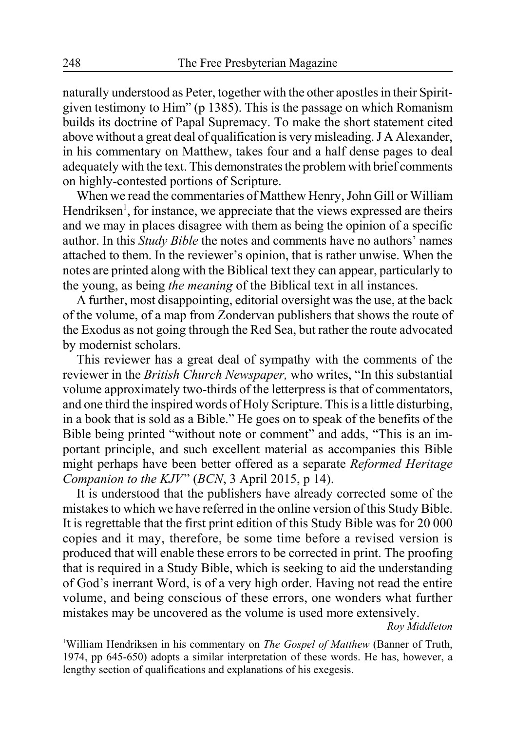naturally understood as Peter, together with the other apostles in their Spirit-given testimony to Him" (p 1385). This is the passage on which Romanism builds its doctrine of Papal Supremacy. To make the short statement cited above without a great deal of qualification is very misleading. J A Alexander, in his commentary on Matthew, takes four and a half dense pages to deal adequately with the text. This demonstrates the problem with brief comments on highly-contested portions of Scripture.

When we read the commentaries of Matthew Henry, John Gill or William Hendriksen[1], for instance, we appreciate that the views expressed are theirs and we may in places disagree with them as being the opinion of a specific author. In this *Study Bible* the notes and comments have no authors' names attached to them. In the reviewer's opinion, that is rather unwise. When the notes are printed along with the Biblical text they can appear, particularly to the young, as being *the meaning* of the Biblical text in all instances.

A further, most disappointing, editorial oversight was the use, at the back of the volume, of a map from Zondervan publishers that shows the route of the Exodus as not going through the Red Sea, but rather the route advocated by modernist scholars.

This reviewer has a great deal of sympathy with the comments of the reviewer in the *British Church Newspaper,* who writes, "In this substantial volume approximately two-thirds of the letterpress is that of commentators, and one third the inspired words of Holy Scripture. This is a little disturbing, in a book that is sold as a Bible." He goes on to speak of the benefits of the Bible being printed "without note or comment" and adds, "This is an important principle, and such excellent material as accompanies this Bible might perhaps have been better offered as a separate *Reformed Heritage Companion to the KJV*" (*BCN*, 3 April 2015, p 14).

It is understood that the publishers have already corrected some of the mistakes to which we have referred in the online version of this Study Bible. It is regrettable that the first print edition of this Study Bible was for 20 000 copies and it may, therefore, be some time before a revised version is produced that will enable these errors to be corrected in print. The proofing that is required in a Study Bible, which is seeking to aid the understanding of God's inerrant Word, is of a very high order. Having not read the entire volume, and being conscious of these errors, one wonders what further mistakes may be uncovered as the volume is used more extensively.

*Roy Middleton*

[1]William Hendriksen in his commentary on *The Gospel of Matthew* (Banner of Truth, 1974, pp 645-650) adopts a similar interpretation of these words. He has, however, a lengthy section of qualifications and explanations of his exegesis.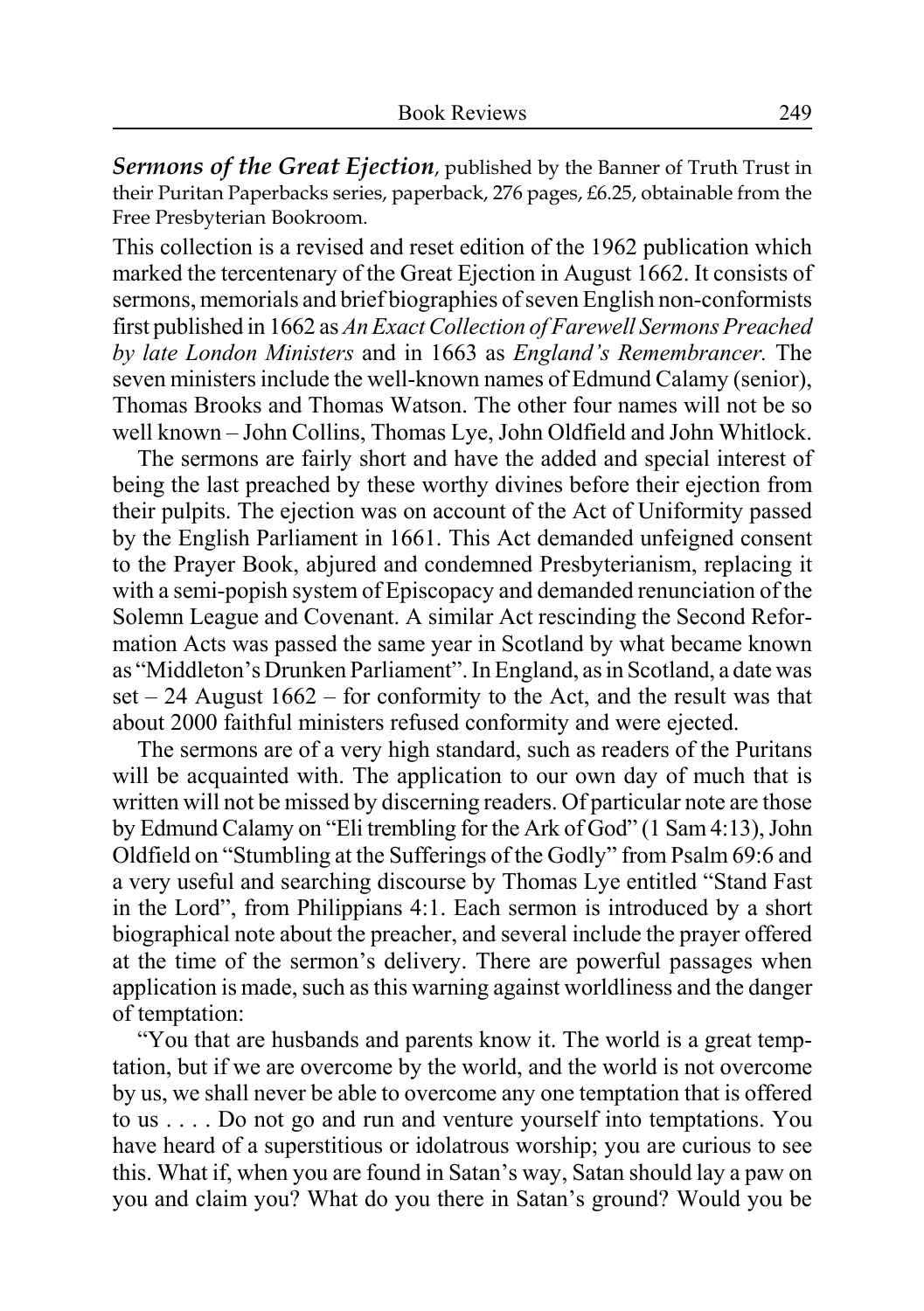***Sermons of the Great Ejection***, published by the Banner of Truth Trust in their Puritan Paperbacks series, paperback, 276 pages, £6.25, obtainable from the Free Presbyterian Bookroom.

This collection is a revised and reset edition of the 1962 publication which marked the tercentenary of the Great Ejection in August 1662. It consists of sermons, memorials and brief biographies of seven English non-conformists first published in 1662 as *An Exact Collection of Farewell Sermons Preached by late London Ministers* and in 1663 as *England's Remembrancer.* The seven ministers include the well-known names of Edmund Calamy (senior), Thomas Brooks and Thomas Watson. The other four names will not be so well known – John Collins, Thomas Lye, John Oldfield and John Whitlock.

The sermons are fairly short and have the added and special interest of being the last preached by these worthy divines before their ejection from their pulpits. The ejection was on account of the Act of Uniformity passed by the English Parliament in 1661. This Act demanded unfeigned consent to the Prayer Book, abjured and condemned Presbyterianism, replacing it with a semi-popish system of Episcopacy and demanded renunciation of the Solemn League and Covenant. A similar Act rescinding the Second Reformation Acts was passed the same year in Scotland by what became known as "Middleton's Drunken Parliament". In England, as in Scotland, a date was set – 24 August 1662 – for conformity to the Act, and the result was that about 2000 faithful ministers refused conformity and were ejected.

The sermons are of a very high standard, such as readers of the Puritans will be acquainted with. The application to our own day of much that is written will not be missed by discerning readers. Of particular note are those by Edmund Calamy on "Eli trembling for the Ark of God" (1 Sam 4:13), John Oldfield on "Stumbling at the Sufferings of the Godly" from Psalm 69:6 and a very useful and searching discourse by Thomas Lye entitled "Stand Fast in the Lord", from Philippians 4:1. Each sermon is introduced by a short biographical note about the preacher, and several include the prayer offered at the time of the sermon's delivery. There are powerful passages when application is made, such as this warning against worldliness and the danger of temptation:

"You that are husbands and parents know it. The world is a great temptation, but if we are overcome by the world, and the world is not overcome by us, we shall never be able to overcome any one temptation that is offered to us . . . . Do not go and run and venture yourself into temptations. You have heard of a superstitious or idolatrous worship; you are curious to see this. What if, when you are found in Satan's way, Satan should lay a paw on you and claim you? What do you there in Satan's ground? Would you be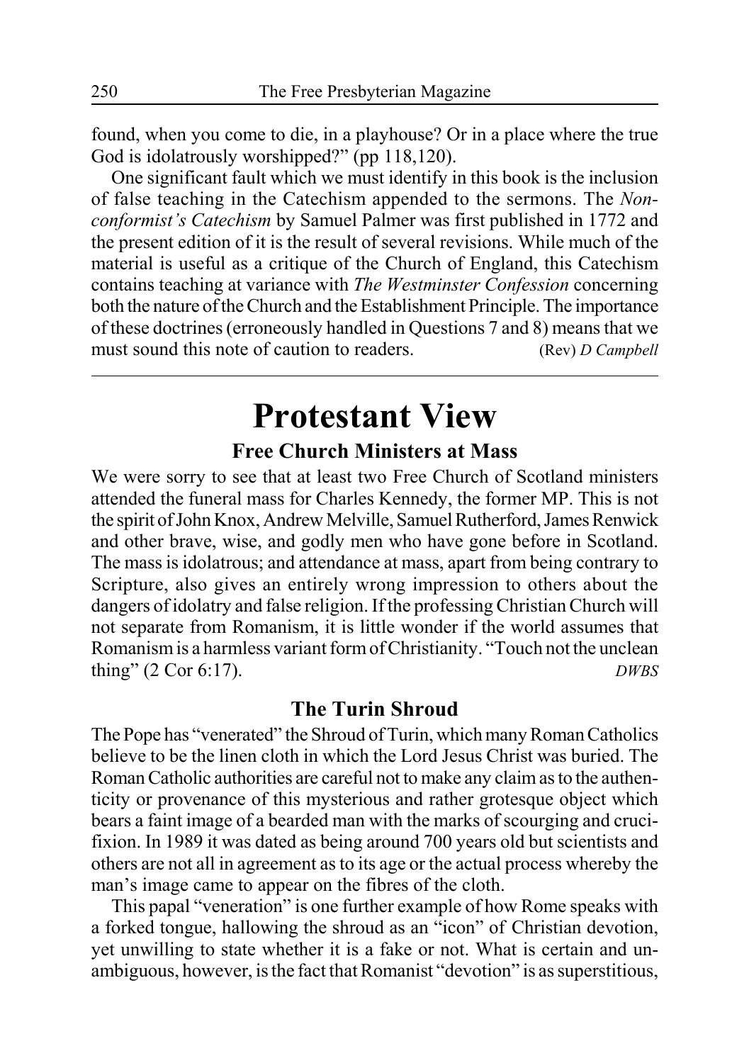found, when you come to die, in a playhouse? Or in a place where the true God is idolatrously worshipped?" (pp 118,120).

One significant fault which we must identify in this book is the inclusion of false teaching in the Catechism appended to the sermons. The *Nonconformist's Catechism* by Samuel Palmer was first published in 1772 and the present edition of it is the result of several revisions. While much of the material is useful as a critique of the Church of England, this Catechism contains teaching at variance with *The Westminster Confession* concerning both the nature of the Church and the Establishment Principle. The importance of these doctrines (erroneously handled in Questions 7 and 8) means that we must sound this note of caution to readers. (Rev) *D Campbell*

---

# Protestant View

## Free Church Ministers at Mass

We were sorry to see that at least two Free Church of Scotland ministers attended the funeral mass for Charles Kennedy, the former MP. This is not the spirit of John Knox, Andrew Melville, Samuel Rutherford, James Renwick and other brave, wise, and godly men who have gone before in Scotland. The mass is idolatrous; and attendance at mass, apart from being contrary to Scripture, also gives an entirely wrong impression to others about the dangers of idolatry and false religion. If the professing Christian Church will not separate from Romanism, it is little wonder if the world assumes that Romanism is a harmless variant form of Christianity. "Touch not the unclean thing" (2 Cor 6:17). *DWBS*

## The Turin Shroud

The Pope has "venerated" the Shroud of Turin, which many Roman Catholics believe to be the linen cloth in which the Lord Jesus Christ was buried. The Roman Catholic authorities are careful not to make any claim as to the authenticity or provenance of this mysterious and rather grotesque object which bears a faint image of a bearded man with the marks of scourging and crucifixion. In 1989 it was dated as being around 700 years old but scientists and others are not all in agreement as to its age or the actual process whereby the man's image came to appear on the fibres of the cloth.

This papal "veneration" is one further example of how Rome speaks with a forked tongue, hallowing the shroud as an "icon" of Christian devotion, yet unwilling to state whether it is a fake or not. What is certain and unambiguous, however, is the fact that Romanist "devotion" is as superstitious,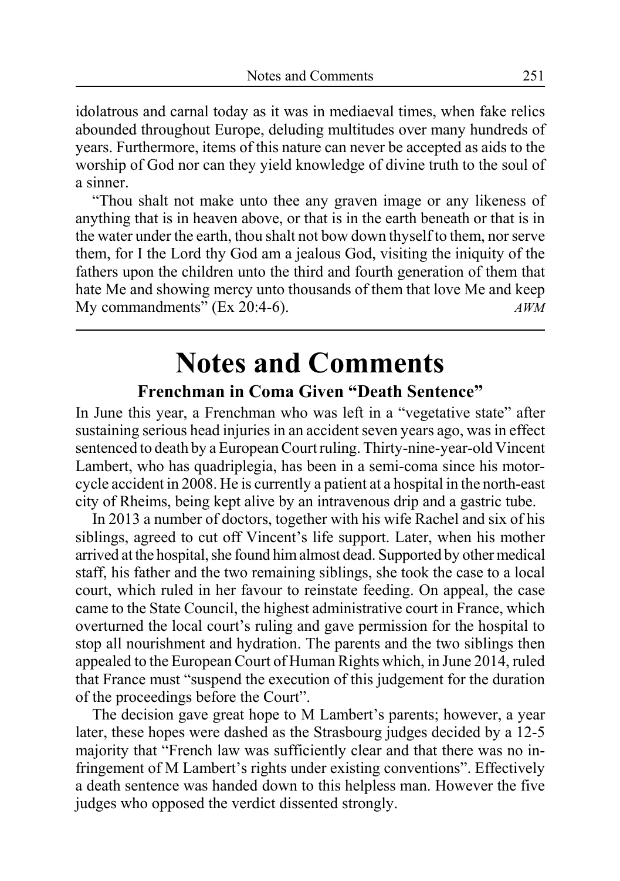idolatrous and carnal today as it was in mediaeval times, when fake relics abounded throughout Europe, deluding multitudes over many hundreds of years. Furthermore, items of this nature can never be accepted as aids to the worship of God nor can they yield knowledge of divine truth to the soul of a sinner.

"Thou shalt not make unto thee any graven image or any likeness of anything that is in heaven above, or that is in the earth beneath or that is in the water under the earth, thou shalt not bow down thyself to them, nor serve them, for I the Lord thy God am a jealous God, visiting the iniquity of the fathers upon the children unto the third and fourth generation of them that hate Me and showing mercy unto thousands of them that love Me and keep My commandments" (Ex 20:4-6). *AWM*

---

# Notes and Comments

### Frenchman in Coma Given "Death Sentence"

In June this year, a Frenchman who was left in a "vegetative state" after sustaining serious head injuries in an accident seven years ago, was in effect sentenced to death by a European Court ruling. Thirty-nine-year-old Vincent Lambert, who has quadriplegia, has been in a semi-coma since his motorcycle accident in 2008. He is currently a patient at a hospital in the north-east city of Rheims, being kept alive by an intravenous drip and a gastric tube.

In 2013 a number of doctors, together with his wife Rachel and six of his siblings, agreed to cut off Vincent's life support. Later, when his mother arrived at the hospital, she found him almost dead. Supported by other medical staff, his father and the two remaining siblings, she took the case to a local court, which ruled in her favour to reinstate feeding. On appeal, the case came to the State Council, the highest administrative court in France, which overturned the local court's ruling and gave permission for the hospital to stop all nourishment and hydration. The parents and the two siblings then appealed to the European Court of Human Rights which, in June 2014, ruled that France must "suspend the execution of this judgement for the duration of the proceedings before the Court".

The decision gave great hope to M Lambert's parents; however, a year later, these hopes were dashed as the Strasbourg judges decided by a 12-5 majority that "French law was sufficiently clear and that there was no infringement of M Lambert's rights under existing conventions". Effectively a death sentence was handed down to this helpless man. However the five judges who opposed the verdict dissented strongly.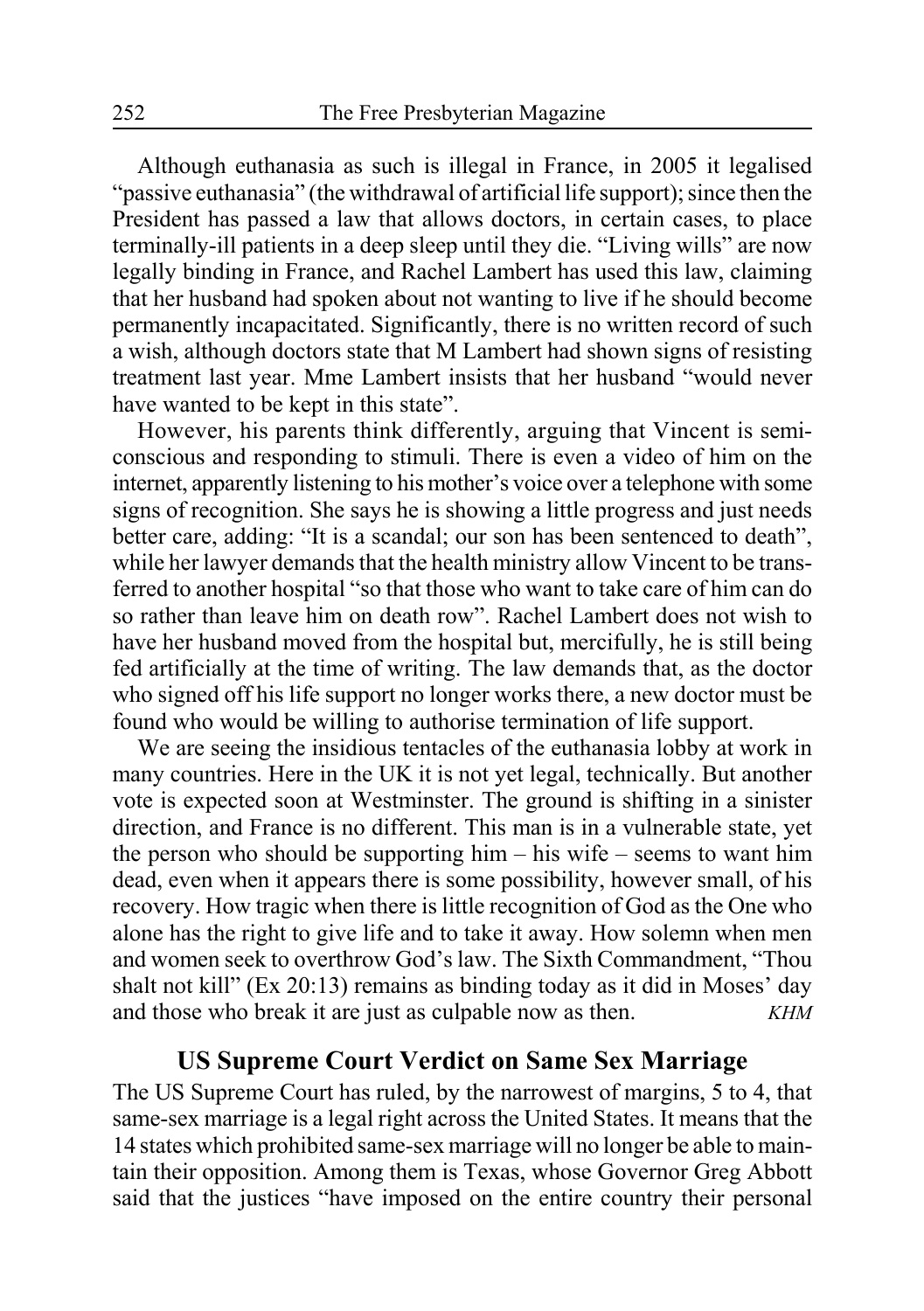Although euthanasia as such is illegal in France, in 2005 it legalised "passive euthanasia" (the withdrawal of artificial life support); since then the President has passed a law that allows doctors, in certain cases, to place terminally-ill patients in a deep sleep until they die. "Living wills" are now legally binding in France, and Rachel Lambert has used this law, claiming that her husband had spoken about not wanting to live if he should become permanently incapacitated. Significantly, there is no written record of such a wish, although doctors state that M Lambert had shown signs of resisting treatment last year. Mme Lambert insists that her husband "would never have wanted to be kept in this state".

However, his parents think differently, arguing that Vincent is semi-conscious and responding to stimuli. There is even a video of him on the internet, apparently listening to his mother's voice over a telephone with some signs of recognition. She says he is showing a little progress and just needs better care, adding: "It is a scandal; our son has been sentenced to death", while her lawyer demands that the health ministry allow Vincent to be transferred to another hospital "so that those who want to take care of him can do so rather than leave him on death row". Rachel Lambert does not wish to have her husband moved from the hospital but, mercifully, he is still being fed artificially at the time of writing. The law demands that, as the doctor who signed off his life support no longer works there, a new doctor must be found who would be willing to authorise termination of life support.

We are seeing the insidious tentacles of the euthanasia lobby at work in many countries. Here in the UK it is not yet legal, technically. But another vote is expected soon at Westminster. The ground is shifting in a sinister direction, and France is no different. This man is in a vulnerable state, yet the person who should be supporting him – his wife – seems to want him dead, even when it appears there is some possibility, however small, of his recovery. How tragic when there is little recognition of God as the One who alone has the right to give life and to take it away. How solemn when men and women seek to overthrow God's law. The Sixth Commandment, "Thou shalt not kill" (Ex 20:13) remains as binding today as it did in Moses' day and those who break it are just as culpable now as then. *KHM*

## US Supreme Court Verdict on Same Sex Marriage

The US Supreme Court has ruled, by the narrowest of margins, 5 to 4, that same-sex marriage is a legal right across the United States. It means that the 14 states which prohibited same-sex marriage will no longer be able to maintain their opposition. Among them is Texas, whose Governor Greg Abbott said that the justices "have imposed on the entire country their personal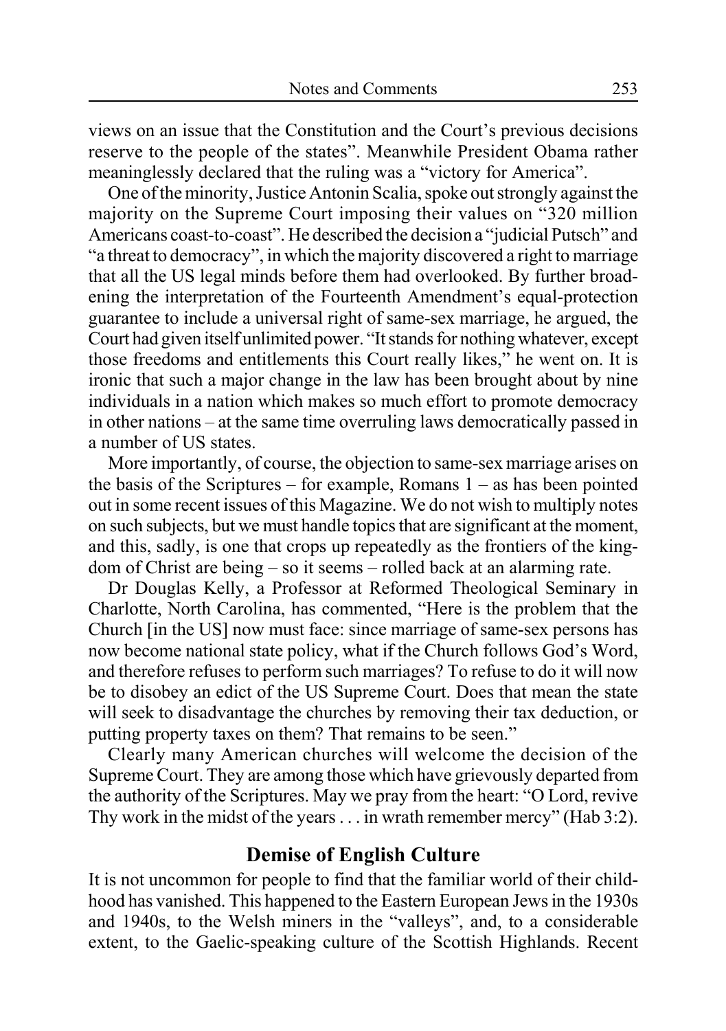views on an issue that the Constitution and the Court's previous decisions reserve to the people of the states". Meanwhile President Obama rather meaninglessly declared that the ruling was a "victory for America".

One of the minority, Justice Antonin Scalia, spoke out strongly against the majority on the Supreme Court imposing their values on "320 million Americans coast-to-coast". He described the decision a "judicial Putsch" and "a threat to democracy", in which the majority discovered a right to marriage that all the US legal minds before them had overlooked. By further broadening the interpretation of the Fourteenth Amendment's equal-protection guarantee to include a universal right of same-sex marriage, he argued, the Court had given itself unlimited power. "It stands for nothing whatever, except those freedoms and entitlements this Court really likes," he went on. It is ironic that such a major change in the law has been brought about by nine individuals in a nation which makes so much effort to promote democracy in other nations – at the same time overruling laws democratically passed in a number of US states.

More importantly, of course, the objection to same-sex marriage arises on the basis of the Scriptures – for example, Romans 1 – as has been pointed out in some recent issues of this Magazine. We do not wish to multiply notes on such subjects, but we must handle topics that are significant at the moment, and this, sadly, is one that crops up repeatedly as the frontiers of the kingdom of Christ are being – so it seems – rolled back at an alarming rate.

Dr Douglas Kelly, a Professor at Reformed Theological Seminary in Charlotte, North Carolina, has commented, "Here is the problem that the Church [in the US] now must face: since marriage of same-sex persons has now become national state policy, what if the Church follows God's Word, and therefore refuses to perform such marriages? To refuse to do it will now be to disobey an edict of the US Supreme Court. Does that mean the state will seek to disadvantage the churches by removing their tax deduction, or putting property taxes on them? That remains to be seen."

Clearly many American churches will welcome the decision of the Supreme Court. They are among those which have grievously departed from the authority of the Scriptures. May we pray from the heart: "O Lord, revive Thy work in the midst of the years . . . in wrath remember mercy" (Hab 3:2).

## Demise of English Culture

It is not uncommon for people to find that the familiar world of their childhood has vanished. This happened to the Eastern European Jews in the 1930s and 1940s, to the Welsh miners in the "valleys", and, to a considerable extent, to the Gaelic-speaking culture of the Scottish Highlands. Recent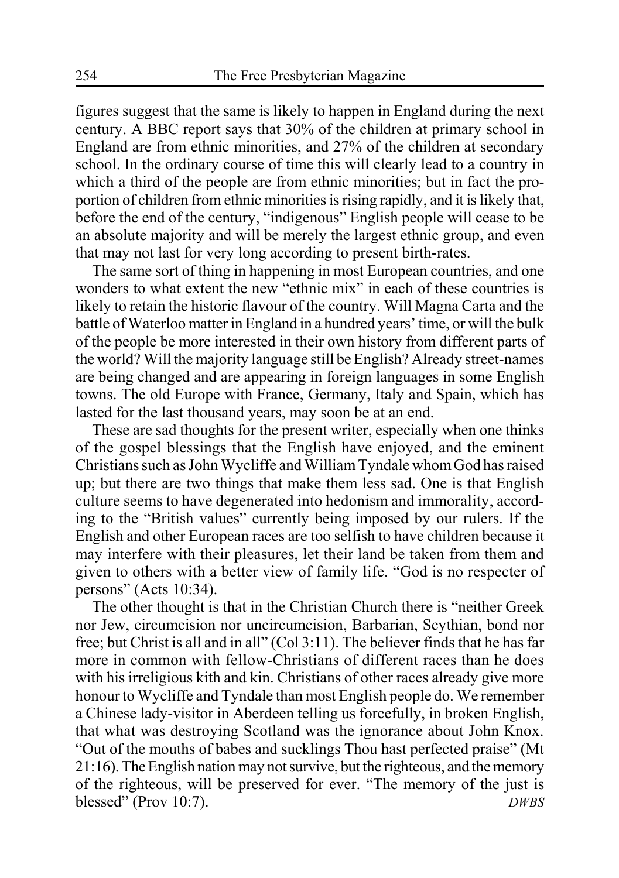figures suggest that the same is likely to happen in England during the next century. A BBC report says that 30% of the children at primary school in England are from ethnic minorities, and 27% of the children at secondary school. In the ordinary course of time this will clearly lead to a country in which a third of the people are from ethnic minorities; but in fact the proportion of children from ethnic minorities is rising rapidly, and it is likely that, before the end of the century, "indigenous" English people will cease to be an absolute majority and will be merely the largest ethnic group, and even that may not last for very long according to present birth-rates.

The same sort of thing in happening in most European countries, and one wonders to what extent the new "ethnic mix" in each of these countries is likely to retain the historic flavour of the country. Will Magna Carta and the battle of Waterloo matter in England in a hundred years' time, or will the bulk of the people be more interested in their own history from different parts of the world? Will the majority language still be English? Already street-names are being changed and are appearing in foreign languages in some English towns. The old Europe with France, Germany, Italy and Spain, which has lasted for the last thousand years, may soon be at an end.

These are sad thoughts for the present writer, especially when one thinks of the gospel blessings that the English have enjoyed, and the eminent Christians such as John Wycliffe and William Tyndale whom God has raised up; but there are two things that make them less sad. One is that English culture seems to have degenerated into hedonism and immorality, according to the "British values" currently being imposed by our rulers. If the English and other European races are too selfish to have children because it may interfere with their pleasures, let their land be taken from them and given to others with a better view of family life. "God is no respecter of persons" (Acts 10:34).

The other thought is that in the Christian Church there is "neither Greek nor Jew, circumcision nor uncircumcision, Barbarian, Scythian, bond nor free; but Christ is all and in all" (Col 3:11). The believer finds that he has far more in common with fellow-Christians of different races than he does with his irreligious kith and kin. Christians of other races already give more honour to Wycliffe and Tyndale than most English people do. We remember a Chinese lady-visitor in Aberdeen telling us forcefully, in broken English, that what was destroying Scotland was the ignorance about John Knox. "Out of the mouths of babes and sucklings Thou hast perfected praise" (Mt 21:16). The English nation may not survive, but the righteous, and the memory of the righteous, will be preserved for ever. "The memory of the just is blessed" (Prov 10:7). *DWBS*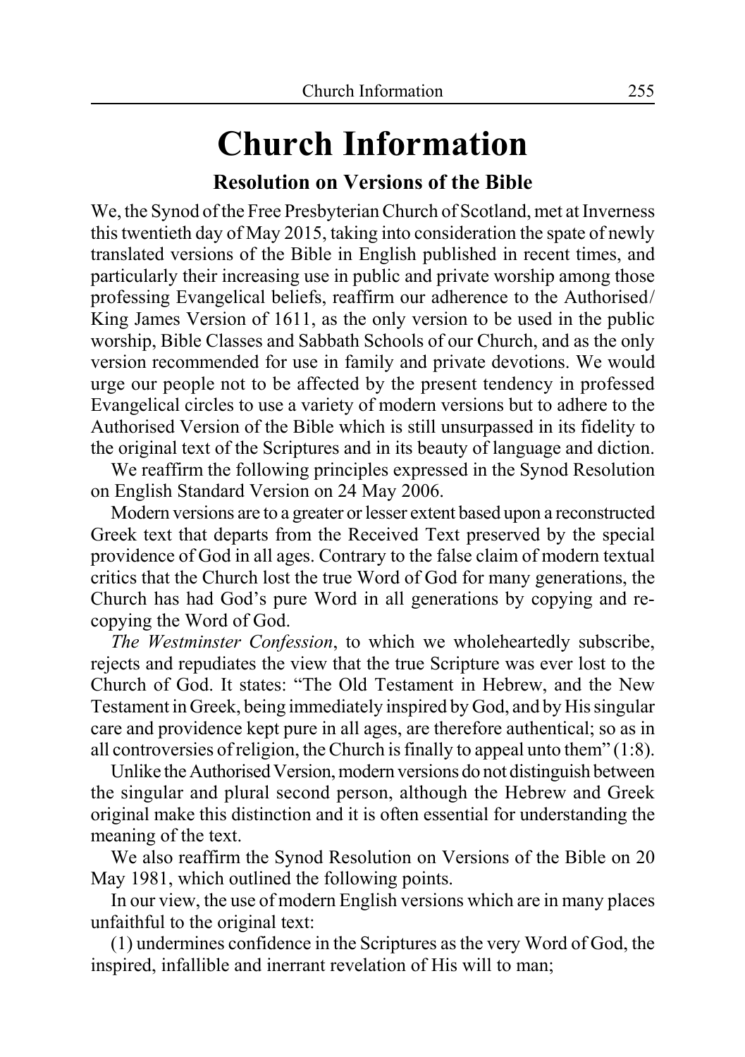# Church Information

## Resolution on Versions of the Bible

We, the Synod of the Free Presbyterian Church of Scotland, met at Inverness this twentieth day of May 2015, taking into consideration the spate of newly translated versions of the Bible in English published in recent times, and particularly their increasing use in public and private worship among those professing Evangelical beliefs, reaffirm our adherence to the Authorised/King James Version of 1611, as the only version to be used in the public worship, Bible Classes and Sabbath Schools of our Church, and as the only version recommended for use in family and private devotions. We would urge our people not to be affected by the present tendency in professed Evangelical circles to use a variety of modern versions but to adhere to the Authorised Version of the Bible which is still unsurpassed in its fidelity to the original text of the Scriptures and in its beauty of language and diction.

We reaffirm the following principles expressed in the Synod Resolution on English Standard Version on 24 May 2006.

Modern versions are to a greater or lesser extent based upon a reconstructed Greek text that departs from the Received Text preserved by the special providence of God in all ages. Contrary to the false claim of modern textual critics that the Church lost the true Word of God for many generations, the Church has had God's pure Word in all generations by copying and re-copying the Word of God.

*The Westminster Confession*, to which we wholeheartedly subscribe, rejects and repudiates the view that the true Scripture was ever lost to the Church of God. It states: "The Old Testament in Hebrew, and the New Testament in Greek, being immediately inspired by God, and by His singular care and providence kept pure in all ages, are therefore authentical; so as in all controversies of religion, the Church is finally to appeal unto them" (1:8).

Unlike the Authorised Version, modern versions do not distinguish between the singular and plural second person, although the Hebrew and Greek original make this distinction and it is often essential for understanding the meaning of the text.

We also reaffirm the Synod Resolution on Versions of the Bible on 20 May 1981, which outlined the following points.

In our view, the use of modern English versions which are in many places unfaithful to the original text:

(1) undermines confidence in the Scriptures as the very Word of God, the inspired, infallible and inerrant revelation of His will to man;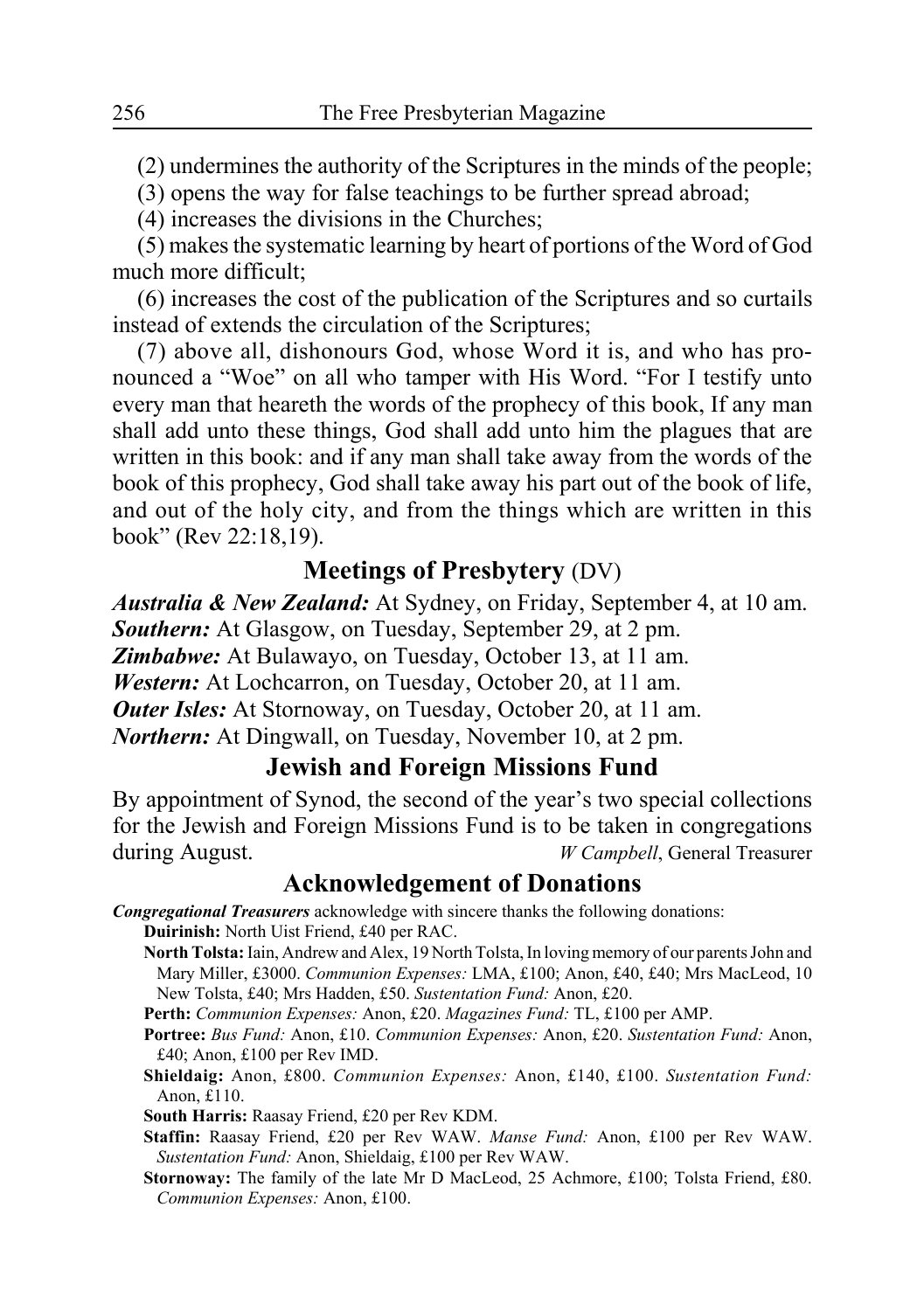(2) undermines the authority of the Scriptures in the minds of the people;

(3) opens the way for false teachings to be further spread abroad;

(4) increases the divisions in the Churches;

(5) makes the systematic learning by heart of portions of the Word of God much more difficult;

(6) increases the cost of the publication of the Scriptures and so curtails instead of extends the circulation of the Scriptures;

(7) above all, dishonours God, whose Word it is, and who has pronounced a "Woe" on all who tamper with His Word. "For I testify unto every man that heareth the words of the prophecy of this book, If any man shall add unto these things, God shall add unto him the plagues that are written in this book: and if any man shall take away from the words of the book of this prophecy, God shall take away his part out of the book of life, and out of the holy city, and from the things which are written in this book" (Rev 22:18,19).

## Meetings of Presbytery (DV)

***Australia & New Zealand:*** At Sydney, on Friday, September 4, at 10 am.
***Southern:*** At Glasgow, on Tuesday, September 29, at 2 pm.
***Zimbabwe:*** At Bulawayo, on Tuesday, October 13, at 11 am.
***Western:*** At Lochcarron, on Tuesday, October 20, at 11 am.
***Outer Isles:*** At Stornoway, on Tuesday, October 20, at 11 am.
***Northern:*** At Dingwall, on Tuesday, November 10, at 2 pm.

## Jewish and Foreign Missions Fund

By appointment of Synod, the second of the year's two special collections for the Jewish and Foreign Missions Fund is to be taken in congregations during August.

*W Campbell*, General Treasurer

## Acknowledgement of Donations

***Congregational Treasurers*** acknowledge with sincere thanks the following donations:

**Duirinish:** North Uist Friend, £40 per RAC.

**North Tolsta:** Iain, Andrew and Alex, 19 North Tolsta, In loving memory of our parents John and Mary Miller, £3000. *Communion Expenses:* LMA, £100; Anon, £40, £40; Mrs MacLeod, 10 New Tolsta, £40; Mrs Hadden, £50. *Sustentation Fund:* Anon, £20.

**Perth:** *Communion Expenses:* Anon, £20. *Magazines Fund:* TL, £100 per AMP.

**Portree:** *Bus Fund:* Anon, £10. *Communion Expenses:* Anon, £20. *Sustentation Fund:* Anon, £40; Anon, £100 per Rev IMD.

**Shieldaig:** Anon, £800. *Communion Expenses:* Anon, £140, £100. *Sustentation Fund:* Anon, £110.

**South Harris:** Raasay Friend, £20 per Rev KDM.

**Staffin:** Raasay Friend, £20 per Rev WAW. *Manse Fund:* Anon, £100 per Rev WAW. *Sustentation Fund:* Anon, Shieldaig, £100 per Rev WAW.

**Stornoway:** The family of the late Mr D MacLeod, 25 Achmore, £100; Tolsta Friend, £80. *Communion Expenses:* Anon, £100.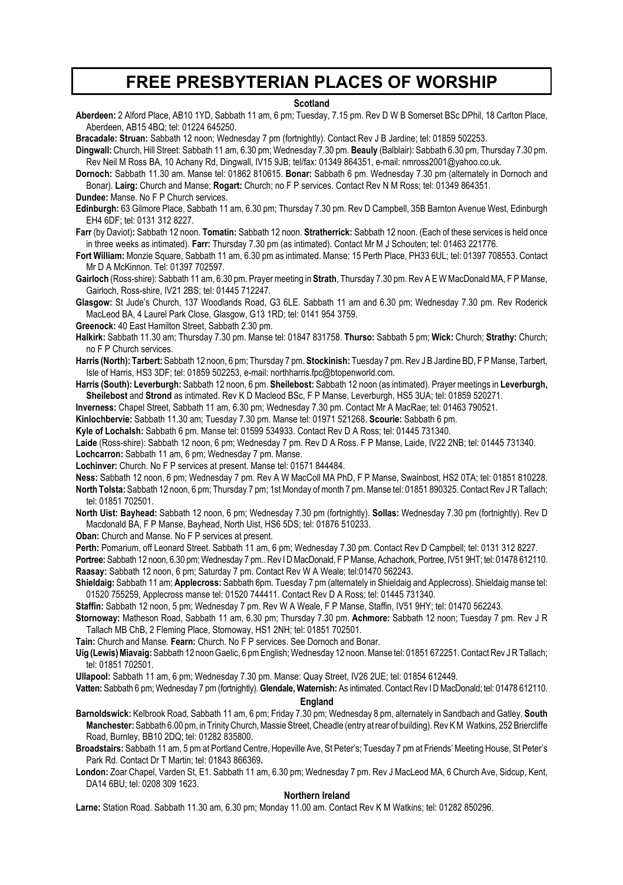# FREE PRESBYTERIAN PLACES OF WORSHIP

## Scotland

**Aberdeen:** 2 Alford Place, AB10 1YD, Sabbath 11 am, 6 pm; Tuesday, 7.15 pm. Rev D W B Somerset BSc DPhil, 18 Carlton Place, Aberdeen, AB15 4BQ; tel: 01224 645250.

**Bracadale: Struan:** Sabbath 12 noon; Wednesday 7 pm (fortnightly). Contact Rev J B Jardine; tel: 01859 502253.

**Dingwall:** Church, Hill Street: Sabbath 11 am, 6.30 pm; Wednesday 7.30 pm. **Beauly** (Balblair): Sabbath 6.30 pm, Thursday 7.30 pm. Rev Neil M Ross BA, 10 Achany Rd, Dingwall, IV15 9JB; tel/fax: 01349 864351, e-mail: nmross2001@yahoo.co.uk.

**Dornoch:** Sabbath 11.30 am. Manse tel: 01862 810615. **Bonar:** Sabbath 6 pm. Wednesday 7.30 pm (alternately in Dornoch and Bonar). **Lairg:** Church and Manse; **Rogart:** Church; no F P services. Contact Rev N M Ross; tel: 01349 864351.

**Dundee:** Manse. No F P Church services.

**Edinburgh:** 63 Gilmore Place, Sabbath 11 am, 6.30 pm; Thursday 7.30 pm. Rev D Campbell, 35B Barnton Avenue West, Edinburgh EH4 6DF; tel: 0131 312 8227.

**Farr** (by Daviot)**:** Sabbath 12 noon. **Tomatin:** Sabbath 12 noon. **Stratherrick:** Sabbath 12 noon. (Each of these services is held once in three weeks as intimated). **Farr:** Thursday 7.30 pm (as intimated). Contact Mr M J Schouten; tel: 01463 221776.

**Fort William:** Monzie Square, Sabbath 11 am, 6.30 pm as intimated. Manse: 15 Perth Place, PH33 6UL; tel: 01397 708553. Contact Mr D A McKinnon. Tel: 01397 702597.

**Gairloch** (Ross-shire): Sabbath 11 am, 6.30 pm. Prayer meeting in **Strath**, Thursday 7.30 pm. Rev A E W MacDonald MA, F P Manse, Gairloch, Ross-shire, IV21 2BS; tel: 01445 712247.

**Glasgow:** St Jude's Church, 137 Woodlands Road, G3 6LE. Sabbath 11 am and 6.30 pm; Wednesday 7.30 pm. Rev Roderick MacLeod BA, 4 Laurel Park Close, Glasgow, G13 1RD; tel: 0141 954 3759.

**Greenock:** 40 East Hamilton Street, Sabbath 2.30 pm.

**Halkirk:** Sabbath 11.30 am; Thursday 7.30 pm. Manse tel: 01847 831758. **Thurso:** Sabbath 5 pm; **Wick:** Church; **Strathy:** Church; no F P Church services.

**Harris (North): Tarbert:** Sabbath 12 noon, 6 pm; Thursday 7 pm. **Stockinish:** Tuesday 7 pm. Rev J B Jardine BD, F P Manse, Tarbert, Isle of Harris, HS3 3DF; tel: 01859 502253, e-mail: northharris.fpc@btopenworld.com.

**Harris (South): Leverburgh:** Sabbath 12 noon, 6 pm. **Sheilebost:** Sabbath 12 noon (as intimated). Prayer meetings in **Leverburgh, Sheilebost** and **Strond** as intimated. Rev K D Macleod BSc, F P Manse, Leverburgh, HS5 3UA; tel: 01859 520271.

**Inverness:** Chapel Street, Sabbath 11 am, 6.30 pm; Wednesday 7.30 pm. Contact Mr A MacRae; tel: 01463 790521.

**Kinlochbervie:** Sabbath 11.30 am; Tuesday 7.30 pm. Manse tel: 01971 521268. **Scourie:** Sabbath 6 pm.

**Kyle of Lochalsh:** Sabbath 6 pm. Manse tel: 01599 534933. Contact Rev D A Ross; tel: 01445 731340.

**Laide** (Ross-shire): Sabbath 12 noon, 6 pm; Wednesday 7 pm. Rev D A Ross. F P Manse, Laide, IV22 2NB; tel: 01445 731340.

**Lochcarron:** Sabbath 11 am, 6 pm; Wednesday 7 pm. Manse.

**Lochinver:** Church. No F P services at present. Manse tel: 01571 844484.

**Ness:** Sabbath 12 noon, 6 pm; Wednesday 7 pm. Rev A W MacColl MA PhD, F P Manse, Swainbost, HS2 0TA; tel: 01851 810228.

**North Tolsta:** Sabbath 12 noon, 6 pm; Thursday 7 pm; 1st Monday of month 7 pm. Manse tel: 01851 890325. Contact Rev J R Tallach; tel: 01851 702501.

**North Uist: Bayhead:** Sabbath 12 noon, 6 pm; Wednesday 7.30 pm (fortnightly). **Sollas:** Wednesday 7.30 pm (fortnightly). Rev D Macdonald BA, F P Manse, Bayhead, North Uist, HS6 5DS; tel: 01876 510233.

**Oban:** Church and Manse. No F P services at present.

**Perth:** Pomarium, off Leonard Street. Sabbath 11 am, 6 pm; Wednesday 7.30 pm. Contact Rev D Campbell; tel: 0131 312 8227.

**Portree:** Sabbath 12 noon, 6.30 pm; Wednesday 7 pm.. Rev I D MacDonald, F P Manse, Achachork, Portree, IV51 9HT; tel: 01478 612110.

**Raasay:** Sabbath 12 noon, 6 pm; Saturday 7 pm. Contact Rev W A Weale; tel:01470 562243.

**Shieldaig:** Sabbath 11 am; **Applecross:** Sabbath 6pm. Tuesday 7 pm (alternately in Shieldaig and Applecross). Shieldaig manse tel: 01520 755259, Applecross manse tel: 01520 744411. Contact Rev D A Ross; tel: 01445 731340.

**Staffin:** Sabbath 12 noon, 5 pm; Wednesday 7 pm. Rev W A Weale, F P Manse, Staffin, IV51 9HY; tel: 01470 562243.

**Stornoway:** Matheson Road, Sabbath 11 am, 6.30 pm; Thursday 7.30 pm. **Achmore:** Sabbath 12 noon; Tuesday 7 pm. Rev J R Tallach MB ChB, 2 Fleming Place, Stornoway, HS1 2NH; tel: 01851 702501.

**Tain:** Church and Manse. **Fearn:** Church. No F P services. See Dornoch and Bonar.

**Uig (Lewis) Miavaig:** Sabbath 12 noon Gaelic, 6 pm English; Wednesday 12 noon. Manse tel: 01851 672251. Contact Rev J R Tallach; tel: 01851 702501.

**Ullapool:** Sabbath 11 am, 6 pm; Wednesday 7.30 pm. Manse: Quay Street, IV26 2UE; tel: 01854 612449.

**Vatten:** Sabbath 6 pm; Wednesday 7 pm (fortnightly). **Glendale, Waternish:** As intimated. Contact Rev I D MacDonald; tel: 01478 612110.

## England

**Barnoldswick:** Kelbrook Road, Sabbath 11 am, 6 pm; Friday 7.30 pm; Wednesday 8 pm, alternately in Sandbach and Gatley. **South Manchester:** Sabbath 6.00 pm, in Trinity Church, Massie Street, Cheadle (entry at rear of building). Rev K M Watkins, 252 Briercliffe Road, Burnley, BB10 2DQ; tel: 01282 835800.

**Broadstairs:** Sabbath 11 am, 5 pm at Portland Centre, Hopeville Ave, St Peter's; Tuesday 7 pm at Friends' Meeting House, St Peter's Park Rd. Contact Dr T Martin; tel: 01843 866369**.**

**London:** Zoar Chapel, Varden St, E1. Sabbath 11 am, 6.30 pm; Wednesday 7 pm. Rev J MacLeod MA, 6 Church Ave, Sidcup, Kent, DA14 6BU; tel: 0208 309 1623.

## Northern Ireland

**Larne:** Station Road. Sabbath 11.30 am, 6.30 pm; Monday 11.00 am. Contact Rev K M Watkins; tel: 01282 850296.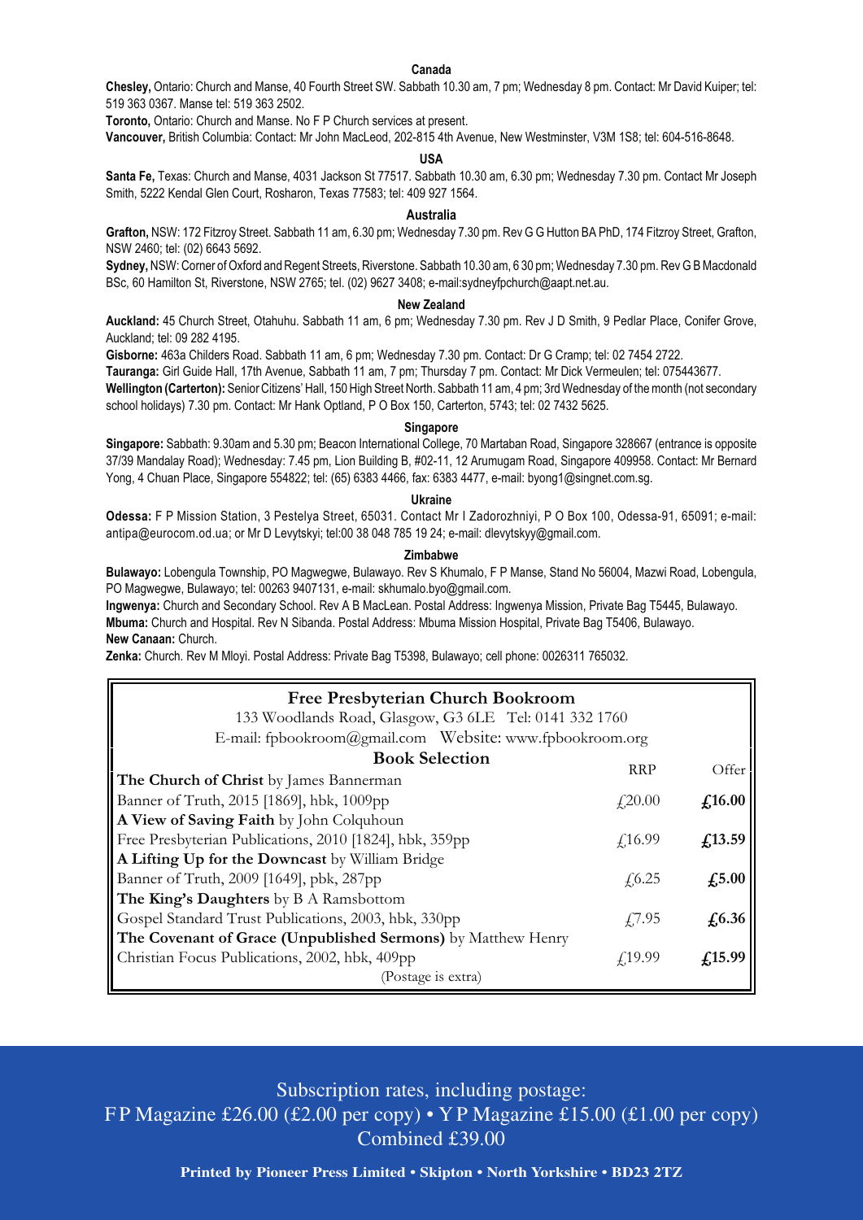### Canada

**Chesley,** Ontario: Church and Manse, 40 Fourth Street SW. Sabbath 10.30 am, 7 pm; Wednesday 8 pm. Contact: Mr David Kuiper; tel: 519 363 0367. Manse tel: 519 363 2502.

**Toronto,** Ontario: Church and Manse. No F P Church services at present.

**Vancouver,** British Columbia: Contact: Mr John MacLeod, 202-815 4th Avenue, New Westminster, V3M 1S8; tel: 604-516-8648.

### USA

**Santa Fe,** Texas: Church and Manse, 4031 Jackson St 77517. Sabbath 10.30 am, 6.30 pm; Wednesday 7.30 pm. Contact Mr Joseph Smith, 5222 Kendal Glen Court, Rosharon, Texas 77583; tel: 409 927 1564.

### Australia

**Grafton,** NSW: 172 Fitzroy Street. Sabbath 11 am, 6.30 pm; Wednesday 7.30 pm. Rev G G Hutton BA PhD, 174 Fitzroy Street, Grafton, NSW 2460; tel: (02) 6643 5692.

**Sydney,** NSW: Corner of Oxford and Regent Streets, Riverstone. Sabbath 10.30 am, 6 30 pm; Wednesday 7.30 pm. Rev G B Macdonald BSc, 60 Hamilton St, Riverstone, NSW 2765; tel. (02) 9627 3408; e-mail:sydneyfpchurch@aapt.net.au.

### New Zealand

**Auckland:** 45 Church Street, Otahuhu. Sabbath 11 am, 6 pm; Wednesday 7.30 pm. Rev J D Smith, 9 Pedlar Place, Conifer Grove, Auckland; tel: 09 282 4195.

**Gisborne:** 463a Childers Road. Sabbath 11 am, 6 pm; Wednesday 7.30 pm. Contact: Dr G Cramp; tel: 02 7454 2722.

**Tauranga:** Girl Guide Hall, 17th Avenue, Sabbath 11 am, 7 pm; Thursday 7 pm. Contact: Mr Dick Vermeulen; tel: 075443677.

**Wellington (Carterton):** Senior Citizens' Hall, 150 High Street North. Sabbath 11 am, 4 pm; 3rd Wednesday of the month (not secondary school holidays) 7.30 pm. Contact: Mr Hank Optland, P O Box 150, Carterton, 5743; tel: 02 7432 5625.

### Singapore

**Singapore:** Sabbath: 9.30am and 5.30 pm; Beacon International College, 70 Martaban Road, Singapore 328667 (entrance is opposite 37/39 Mandalay Road); Wednesday: 7.45 pm, Lion Building B, #02-11, 12 Arumugam Road, Singapore 409958. Contact: Mr Bernard Yong, 4 Chuan Place, Singapore 554822; tel: (65) 6383 4466, fax: 6383 4477, e-mail: byong1@singnet.com.sg.

### Ukraine

**Odessa:** F P Mission Station, 3 Pestelya Street, 65031. Contact Mr I Zadorozhniyi, P O Box 100, Odessa-91, 65091; e-mail: antipa@eurocom.od.ua; or Mr D Levytskyi; tel:00 38 048 785 19 24; e-mail: dlevytskyy@gmail.com.

### Zimbabwe

**Bulawayo:** Lobengula Township, PO Magwegwe, Bulawayo. Rev S Khumalo, F P Manse, Stand No 56004, Mazwi Road, Lobengula, PO Magwegwe, Bulawayo; tel: 00263 9407131, e-mail: skhumalo.byo@gmail.com.

**Ingwenya:** Church and Secondary School. Rev A B MacLean. Postal Address: Ingwenya Mission, Private Bag T5445, Bulawayo.

**Mbuma:** Church and Hospital. Rev N Sibanda. Postal Address: Mbuma Mission Hospital, Private Bag T5406, Bulawayo.

**New Canaan:** Church.

**Zenka:** Church. Rev M Mloyi. Postal Address: Private Bag T5398, Bulawayo; cell phone: 0026311 765032.

## Free Presbyterian Church Bookroom

133 Woodlands Road, Glasgow, G3 6LE Tel: 0141 332 1760
E-mail: fpbookroom@gmail.com Website: www.fpbookroom.org

**Book Selection**

| | RRP | Offer |
|---|---|---|
| **The Church of Christ** by James Bannerman<br>Banner of Truth, 2015 [1869], hbk, 1009pp | £20.00 | **£16.00** |
| **A View of Saving Faith** by John Colquhoun<br>Free Presbyterian Publications, 2010 [1824], hbk, 359pp | £16.99 | **£13.59** |
| **A Lifting Up for the Downcast** by William Bridge<br>Banner of Truth, 2009 [1649], pbk, 287pp | £6.25 | **£5.00** |
| **The King's Daughters** by B A Ramsbottom<br>Gospel Standard Trust Publications, 2003, hbk, 330pp | £7.95 | **£6.36** |
| **The Covenant of Grace (Unpublished Sermons)** by Matthew Henry<br>Christian Focus Publications, 2002, hbk, 409pp | £19.99 | **£15.99** |

(Postage is extra)

Subscription rates, including postage:
F P Magazine £26.00 (£2.00 per copy) • Y P Magazine £15.00 (£1.00 per copy)
Combined £39.00

**Printed by Pioneer Press Limited • Skipton • North Yorkshire • BD23 2TZ**